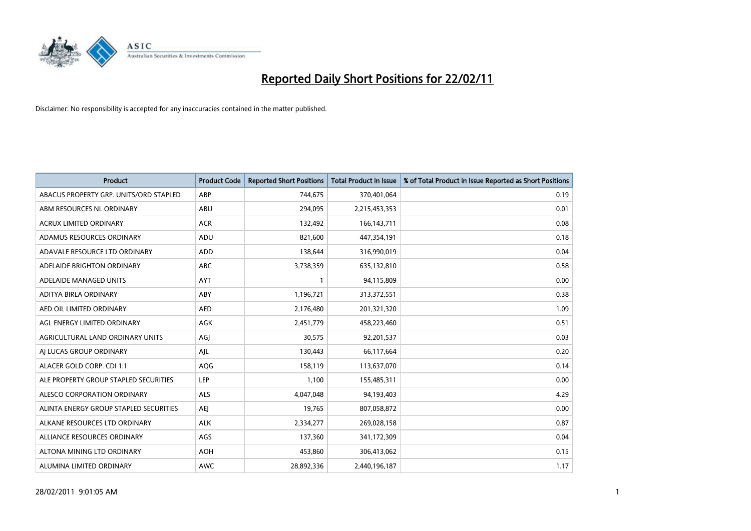# Reported Daily Short Positions for 22/02/11

Disclaimer: No responsibility is accepted for any inaccuracies contained in the matter published.

| Product | Product Code | Reported Short Positions | Total Product in Issue | % of Total Product in Issue Reported as Short Positions |
|---|---|---|---|---|
| ABACUS PROPERTY GRP. UNITS/ORD STAPLED | ABP | 744,675 | 370,401,064 | 0.19 |
| ABM RESOURCES NL ORDINARY | ABU | 294,095 | 2,215,453,353 | 0.01 |
| ACRUX LIMITED ORDINARY | ACR | 132,492 | 166,143,711 | 0.08 |
| ADAMUS RESOURCES ORDINARY | ADU | 821,600 | 447,354,191 | 0.18 |
| ADAVALE RESOURCE LTD ORDINARY | ADD | 138,644 | 316,990,019 | 0.04 |
| ADELAIDE BRIGHTON ORDINARY | ABC | 3,738,359 | 635,132,810 | 0.58 |
| ADELAIDE MANAGED UNITS | AYT | 1 | 94,115,809 | 0.00 |
| ADITYA BIRLA ORDINARY | ABY | 1,196,721 | 313,372,551 | 0.38 |
| AED OIL LIMITED ORDINARY | AED | 2,176,480 | 201,321,320 | 1.09 |
| AGL ENERGY LIMITED ORDINARY | AGK | 2,451,779 | 458,223,460 | 0.51 |
| AGRICULTURAL LAND ORDINARY UNITS | AGJ | 30,575 | 92,201,537 | 0.03 |
| AJ LUCAS GROUP ORDINARY | AJL | 130,443 | 66,117,664 | 0.20 |
| ALACER GOLD CORP. CDI 1:1 | AQG | 158,119 | 113,637,070 | 0.14 |
| ALE PROPERTY GROUP STAPLED SECURITIES | LEP | 1,100 | 155,485,311 | 0.00 |
| ALESCO CORPORATION ORDINARY | ALS | 4,047,048 | 94,193,403 | 4.29 |
| ALINTA ENERGY GROUP STAPLED SECURITIES | AEJ | 19,765 | 807,058,872 | 0.00 |
| ALKANE RESOURCES LTD ORDINARY | ALK | 2,334,277 | 269,028,158 | 0.87 |
| ALLIANCE RESOURCES ORDINARY | AGS | 137,360 | 341,172,309 | 0.04 |
| ALTONA MINING LTD ORDINARY | AOH | 453,860 | 306,413,062 | 0.15 |
| ALUMINA LIMITED ORDINARY | AWC | 28,892,336 | 2,440,196,187 | 1.17 |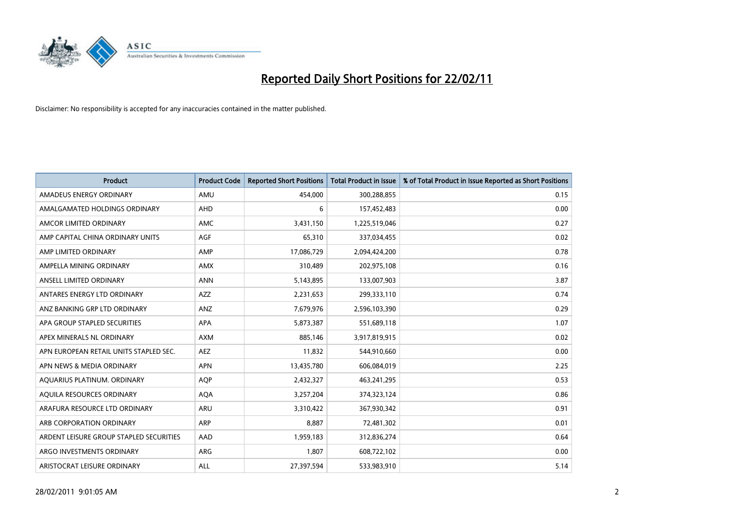# Reported Daily Short Positions for 22/02/11

Disclaimer: No responsibility is accepted for any inaccuracies contained in the matter published.

| Product | Product Code | Reported Short Positions | Total Product in Issue | % of Total Product in Issue Reported as Short Positions |
|---|---|---|---|---|
| AMADEUS ENERGY ORDINARY | AMU | 454,000 | 300,288,855 | 0.15 |
| AMALGAMATED HOLDINGS ORDINARY | AHD | 6 | 157,452,483 | 0.00 |
| AMCOR LIMITED ORDINARY | AMC | 3,431,150 | 1,225,519,046 | 0.27 |
| AMP CAPITAL CHINA ORDINARY UNITS | AGF | 65,310 | 337,034,455 | 0.02 |
| AMP LIMITED ORDINARY | AMP | 17,086,729 | 2,094,424,200 | 0.78 |
| AMPELLA MINING ORDINARY | AMX | 310,489 | 202,975,108 | 0.16 |
| ANSELL LIMITED ORDINARY | ANN | 5,143,895 | 133,007,903 | 3.87 |
| ANTARES ENERGY LTD ORDINARY | AZZ | 2,231,653 | 299,333,110 | 0.74 |
| ANZ BANKING GRP LTD ORDINARY | ANZ | 7,679,976 | 2,596,103,390 | 0.29 |
| APA GROUP STAPLED SECURITIES | APA | 5,873,387 | 551,689,118 | 1.07 |
| APEX MINERALS NL ORDINARY | AXM | 885,146 | 3,917,819,915 | 0.02 |
| APN EUROPEAN RETAIL UNITS STAPLED SEC. | AEZ | 11,832 | 544,910,660 | 0.00 |
| APN NEWS & MEDIA ORDINARY | APN | 13,435,780 | 606,084,019 | 2.25 |
| AQUARIUS PLATINUM. ORDINARY | AQP | 2,432,327 | 463,241,295 | 0.53 |
| AQUILA RESOURCES ORDINARY | AQA | 3,257,204 | 374,323,124 | 0.86 |
| ARAFURA RESOURCE LTD ORDINARY | ARU | 3,310,422 | 367,930,342 | 0.91 |
| ARB CORPORATION ORDINARY | ARP | 8,887 | 72,481,302 | 0.01 |
| ARDENT LEISURE GROUP STAPLED SECURITIES | AAD | 1,959,183 | 312,836,274 | 0.64 |
| ARGO INVESTMENTS ORDINARY | ARG | 1,807 | 608,722,102 | 0.00 |
| ARISTOCRAT LEISURE ORDINARY | ALL | 27,397,594 | 533,983,910 | 5.14 |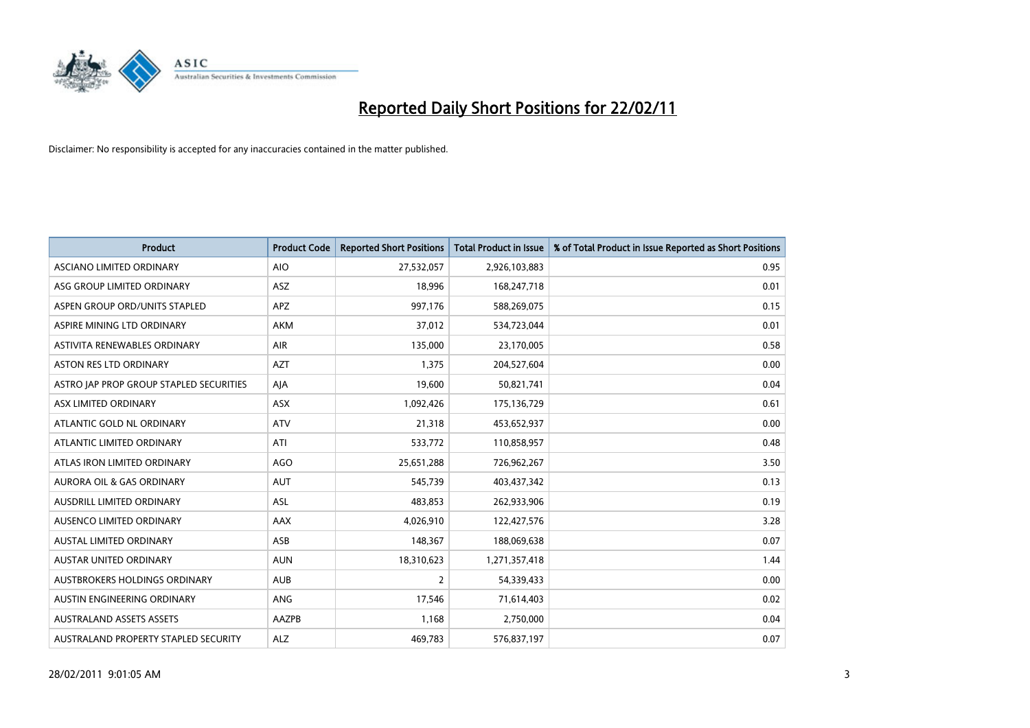# Reported Daily Short Positions for 22/02/11

Disclaimer: No responsibility is accepted for any inaccuracies contained in the matter published.

| Product | Product Code | Reported Short Positions | Total Product in Issue | % of Total Product in Issue Reported as Short Positions |
|---|---|---|---|---|
| ASCIANO LIMITED ORDINARY | AIO | 27,532,057 | 2,926,103,883 | 0.95 |
| ASG GROUP LIMITED ORDINARY | ASZ | 18,996 | 168,247,718 | 0.01 |
| ASPEN GROUP ORD/UNITS STAPLED | APZ | 997,176 | 588,269,075 | 0.15 |
| ASPIRE MINING LTD ORDINARY | AKM | 37,012 | 534,723,044 | 0.01 |
| ASTIVITA RENEWABLES ORDINARY | AIR | 135,000 | 23,170,005 | 0.58 |
| ASTON RES LTD ORDINARY | AZT | 1,375 | 204,527,604 | 0.00 |
| ASTRO JAP PROP GROUP STAPLED SECURITIES | AJA | 19,600 | 50,821,741 | 0.04 |
| ASX LIMITED ORDINARY | ASX | 1,092,426 | 175,136,729 | 0.61 |
| ATLANTIC GOLD NL ORDINARY | ATV | 21,318 | 453,652,937 | 0.00 |
| ATLANTIC LIMITED ORDINARY | ATI | 533,772 | 110,858,957 | 0.48 |
| ATLAS IRON LIMITED ORDINARY | AGO | 25,651,288 | 726,962,267 | 3.50 |
| AURORA OIL & GAS ORDINARY | AUT | 545,739 | 403,437,342 | 0.13 |
| AUSDRILL LIMITED ORDINARY | ASL | 483,853 | 262,933,906 | 0.19 |
| AUSENCO LIMITED ORDINARY | AAX | 4,026,910 | 122,427,576 | 3.28 |
| AUSTAL LIMITED ORDINARY | ASB | 148,367 | 188,069,638 | 0.07 |
| AUSTAR UNITED ORDINARY | AUN | 18,310,623 | 1,271,357,418 | 1.44 |
| AUSTBROKERS HOLDINGS ORDINARY | AUB | 2 | 54,339,433 | 0.00 |
| AUSTIN ENGINEERING ORDINARY | ANG | 17,546 | 71,614,403 | 0.02 |
| AUSTRALAND ASSETS ASSETS | AAZPB | 1,168 | 2,750,000 | 0.04 |
| AUSTRALAND PROPERTY STAPLED SECURITY | ALZ | 469,783 | 576,837,197 | 0.07 |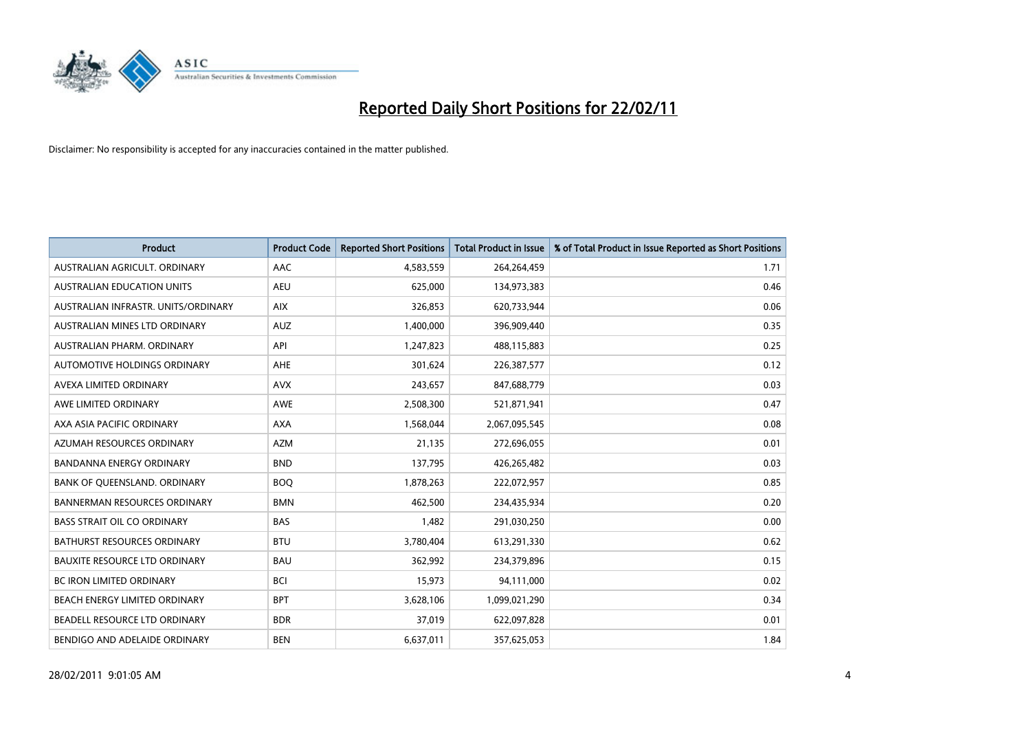# Reported Daily Short Positions for 22/02/11

Disclaimer: No responsibility is accepted for any inaccuracies contained in the matter published.

| Product | Product Code | Reported Short Positions | Total Product in Issue | % of Total Product in Issue Reported as Short Positions |
|---|---|---|---|---|
| AUSTRALIAN AGRICULT. ORDINARY | AAC | 4,583,559 | 264,264,459 | 1.71 |
| AUSTRALIAN EDUCATION UNITS | AEU | 625,000 | 134,973,383 | 0.46 |
| AUSTRALIAN INFRASTR. UNITS/ORDINARY | AIX | 326,853 | 620,733,944 | 0.06 |
| AUSTRALIAN MINES LTD ORDINARY | AUZ | 1,400,000 | 396,909,440 | 0.35 |
| AUSTRALIAN PHARM. ORDINARY | API | 1,247,823 | 488,115,883 | 0.25 |
| AUTOMOTIVE HOLDINGS ORDINARY | AHE | 301,624 | 226,387,577 | 0.12 |
| AVEXA LIMITED ORDINARY | AVX | 243,657 | 847,688,779 | 0.03 |
| AWE LIMITED ORDINARY | AWE | 2,508,300 | 521,871,941 | 0.47 |
| AXA ASIA PACIFIC ORDINARY | AXA | 1,568,044 | 2,067,095,545 | 0.08 |
| AZUMAH RESOURCES ORDINARY | AZM | 21,135 | 272,696,055 | 0.01 |
| BANDANNA ENERGY ORDINARY | BND | 137,795 | 426,265,482 | 0.03 |
| BANK OF QUEENSLAND. ORDINARY | BOQ | 1,878,263 | 222,072,957 | 0.85 |
| BANNERMAN RESOURCES ORDINARY | BMN | 462,500 | 234,435,934 | 0.20 |
| BASS STRAIT OIL CO ORDINARY | BAS | 1,482 | 291,030,250 | 0.00 |
| BATHURST RESOURCES ORDINARY | BTU | 3,780,404 | 613,291,330 | 0.62 |
| BAUXITE RESOURCE LTD ORDINARY | BAU | 362,992 | 234,379,896 | 0.15 |
| BC IRON LIMITED ORDINARY | BCI | 15,973 | 94,111,000 | 0.02 |
| BEACH ENERGY LIMITED ORDINARY | BPT | 3,628,106 | 1,099,021,290 | 0.34 |
| BEADELL RESOURCE LTD ORDINARY | BDR | 37,019 | 622,097,828 | 0.01 |
| BENDIGO AND ADELAIDE ORDINARY | BEN | 6,637,011 | 357,625,053 | 1.84 |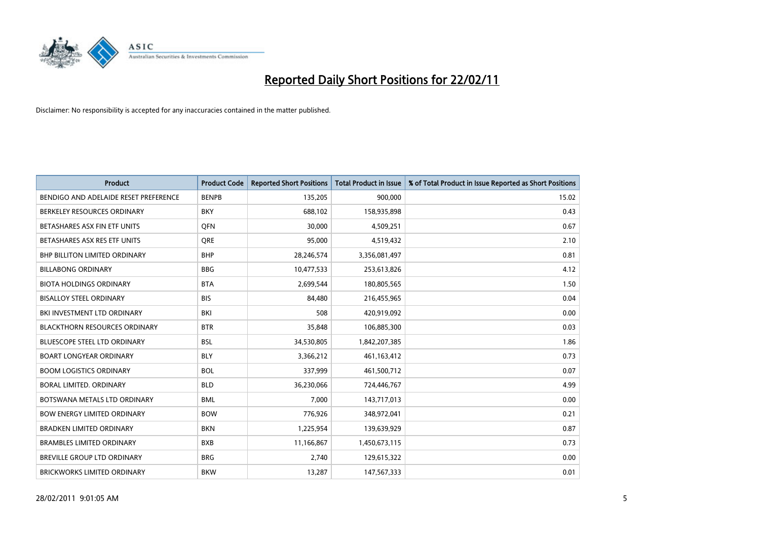# Reported Daily Short Positions for 22/02/11

Disclaimer: No responsibility is accepted for any inaccuracies contained in the matter published.

| Product | Product Code | Reported Short Positions | Total Product in Issue | % of Total Product in Issue Reported as Short Positions |
|---|---|---|---|---|
| BENDIGO AND ADELAIDE RESET PREFERENCE | BENPB | 135,205 | 900,000 | 15.02 |
| BERKELEY RESOURCES ORDINARY | BKY | 688,102 | 158,935,898 | 0.43 |
| BETASHARES ASX FIN ETF UNITS | QFN | 30,000 | 4,509,251 | 0.67 |
| BETASHARES ASX RES ETF UNITS | QRE | 95,000 | 4,519,432 | 2.10 |
| BHP BILLITON LIMITED ORDINARY | BHP | 28,246,574 | 3,356,081,497 | 0.81 |
| BILLABONG ORDINARY | BBG | 10,477,533 | 253,613,826 | 4.12 |
| BIOTA HOLDINGS ORDINARY | BTA | 2,699,544 | 180,805,565 | 1.50 |
| BISALLOY STEEL ORDINARY | BIS | 84,480 | 216,455,965 | 0.04 |
| BKI INVESTMENT LTD ORDINARY | BKI | 508 | 420,919,092 | 0.00 |
| BLACKTHORN RESOURCES ORDINARY | BTR | 35,848 | 106,885,300 | 0.03 |
| BLUESCOPE STEEL LTD ORDINARY | BSL | 34,530,805 | 1,842,207,385 | 1.86 |
| BOART LONGYEAR ORDINARY | BLY | 3,366,212 | 461,163,412 | 0.73 |
| BOOM LOGISTICS ORDINARY | BOL | 337,999 | 461,500,712 | 0.07 |
| BORAL LIMITED. ORDINARY | BLD | 36,230,066 | 724,446,767 | 4.99 |
| BOTSWANA METALS LTD ORDINARY | BML | 7,000 | 143,717,013 | 0.00 |
| BOW ENERGY LIMITED ORDINARY | BOW | 776,926 | 348,972,041 | 0.21 |
| BRADKEN LIMITED ORDINARY | BKN | 1,225,954 | 139,639,929 | 0.87 |
| BRAMBLES LIMITED ORDINARY | BXB | 11,166,867 | 1,450,673,115 | 0.73 |
| BREVILLE GROUP LTD ORDINARY | BRG | 2,740 | 129,615,322 | 0.00 |
| BRICKWORKS LIMITED ORDINARY | BKW | 13,287 | 147,567,333 | 0.01 |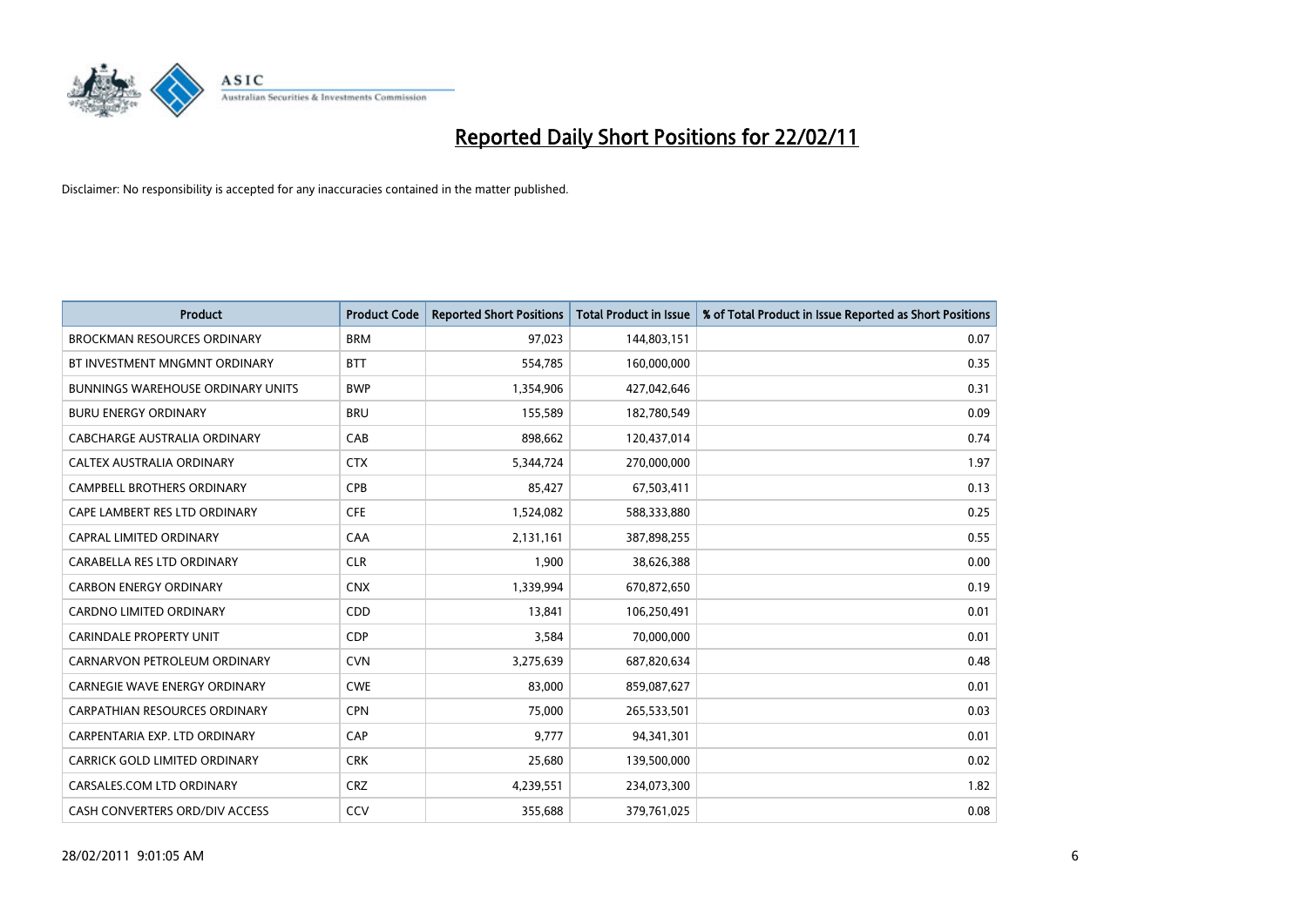# Reported Daily Short Positions for 22/02/11

Disclaimer: No responsibility is accepted for any inaccuracies contained in the matter published.

| Product | Product Code | Reported Short Positions | Total Product in Issue | % of Total Product in Issue Reported as Short Positions |
|---|---|---|---|---|
| BROCKMAN RESOURCES ORDINARY | BRM | 97,023 | 144,803,151 | 0.07 |
| BT INVESTMENT MNGMNT ORDINARY | BTT | 554,785 | 160,000,000 | 0.35 |
| BUNNINGS WAREHOUSE ORDINARY UNITS | BWP | 1,354,906 | 427,042,646 | 0.31 |
| BURU ENERGY ORDINARY | BRU | 155,589 | 182,780,549 | 0.09 |
| CABCHARGE AUSTRALIA ORDINARY | CAB | 898,662 | 120,437,014 | 0.74 |
| CALTEX AUSTRALIA ORDINARY | CTX | 5,344,724 | 270,000,000 | 1.97 |
| CAMPBELL BROTHERS ORDINARY | CPB | 85,427 | 67,503,411 | 0.13 |
| CAPE LAMBERT RES LTD ORDINARY | CFE | 1,524,082 | 588,333,880 | 0.25 |
| CAPRAL LIMITED ORDINARY | CAA | 2,131,161 | 387,898,255 | 0.55 |
| CARABELLA RES LTD ORDINARY | CLR | 1,900 | 38,626,388 | 0.00 |
| CARBON ENERGY ORDINARY | CNX | 1,339,994 | 670,872,650 | 0.19 |
| CARDNO LIMITED ORDINARY | CDD | 13,841 | 106,250,491 | 0.01 |
| CARINDALE PROPERTY UNIT | CDP | 3,584 | 70,000,000 | 0.01 |
| CARNARVON PETROLEUM ORDINARY | CVN | 3,275,639 | 687,820,634 | 0.48 |
| CARNEGIE WAVE ENERGY ORDINARY | CWE | 83,000 | 859,087,627 | 0.01 |
| CARPATHIAN RESOURCES ORDINARY | CPN | 75,000 | 265,533,501 | 0.03 |
| CARPENTARIA EXP. LTD ORDINARY | CAP | 9,777 | 94,341,301 | 0.01 |
| CARRICK GOLD LIMITED ORDINARY | CRK | 25,680 | 139,500,000 | 0.02 |
| CARSALES.COM LTD ORDINARY | CRZ | 4,239,551 | 234,073,300 | 1.82 |
| CASH CONVERTERS ORD/DIV ACCESS | CCV | 355,688 | 379,761,025 | 0.08 |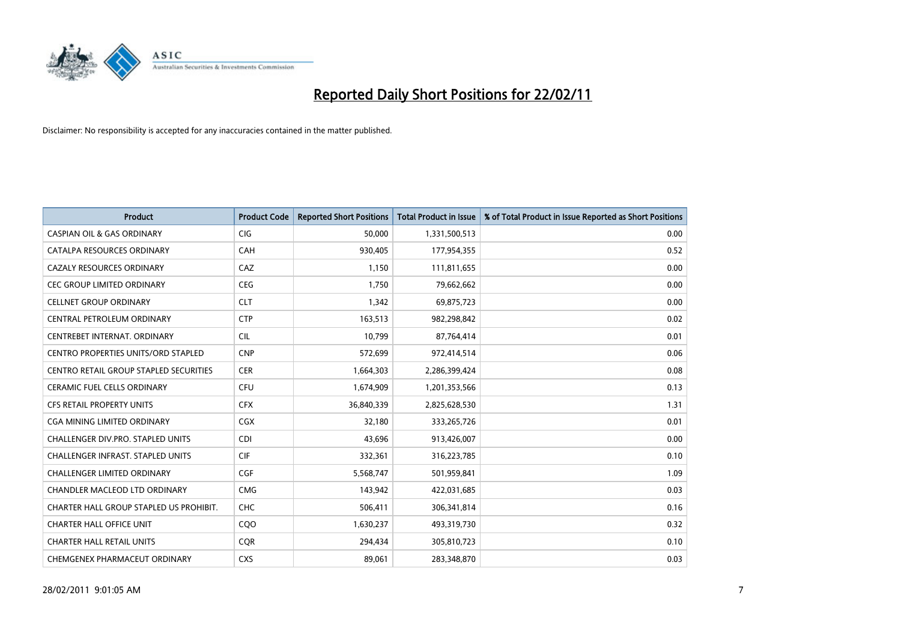# Reported Daily Short Positions for 22/02/11

Disclaimer: No responsibility is accepted for any inaccuracies contained in the matter published.

| Product | Product Code | Reported Short Positions | Total Product in Issue | % of Total Product in Issue Reported as Short Positions |
|---|---|---|---|---|
| CASPIAN OIL & GAS ORDINARY | CIG | 50,000 | 1,331,500,513 | 0.00 |
| CATALPA RESOURCES ORDINARY | CAH | 930,405 | 177,954,355 | 0.52 |
| CAZALY RESOURCES ORDINARY | CAZ | 1,150 | 111,811,655 | 0.00 |
| CEC GROUP LIMITED ORDINARY | CEG | 1,750 | 79,662,662 | 0.00 |
| CELLNET GROUP ORDINARY | CLT | 1,342 | 69,875,723 | 0.00 |
| CENTRAL PETROLEUM ORDINARY | CTP | 163,513 | 982,298,842 | 0.02 |
| CENTREBET INTERNAT. ORDINARY | CIL | 10,799 | 87,764,414 | 0.01 |
| CENTRO PROPERTIES UNITS/ORD STAPLED | CNP | 572,699 | 972,414,514 | 0.06 |
| CENTRO RETAIL GROUP STAPLED SECURITIES | CER | 1,664,303 | 2,286,399,424 | 0.08 |
| CERAMIC FUEL CELLS ORDINARY | CFU | 1,674,909 | 1,201,353,566 | 0.13 |
| CFS RETAIL PROPERTY UNITS | CFX | 36,840,339 | 2,825,628,530 | 1.31 |
| CGA MINING LIMITED ORDINARY | CGX | 32,180 | 333,265,726 | 0.01 |
| CHALLENGER DIV.PRO. STAPLED UNITS | CDI | 43,696 | 913,426,007 | 0.00 |
| CHALLENGER INFRAST. STAPLED UNITS | CIF | 332,361 | 316,223,785 | 0.10 |
| CHALLENGER LIMITED ORDINARY | CGF | 5,568,747 | 501,959,841 | 1.09 |
| CHANDLER MACLEOD LTD ORDINARY | CMG | 143,942 | 422,031,685 | 0.03 |
| CHARTER HALL GROUP STAPLED US PROHIBIT. | CHC | 506,411 | 306,341,814 | 0.16 |
| CHARTER HALL OFFICE UNIT | CQO | 1,630,237 | 493,319,730 | 0.32 |
| CHARTER HALL RETAIL UNITS | CQR | 294,434 | 305,810,723 | 0.10 |
| CHEMGENEX PHARMACEUT ORDINARY | CXS | 89,061 | 283,348,870 | 0.03 |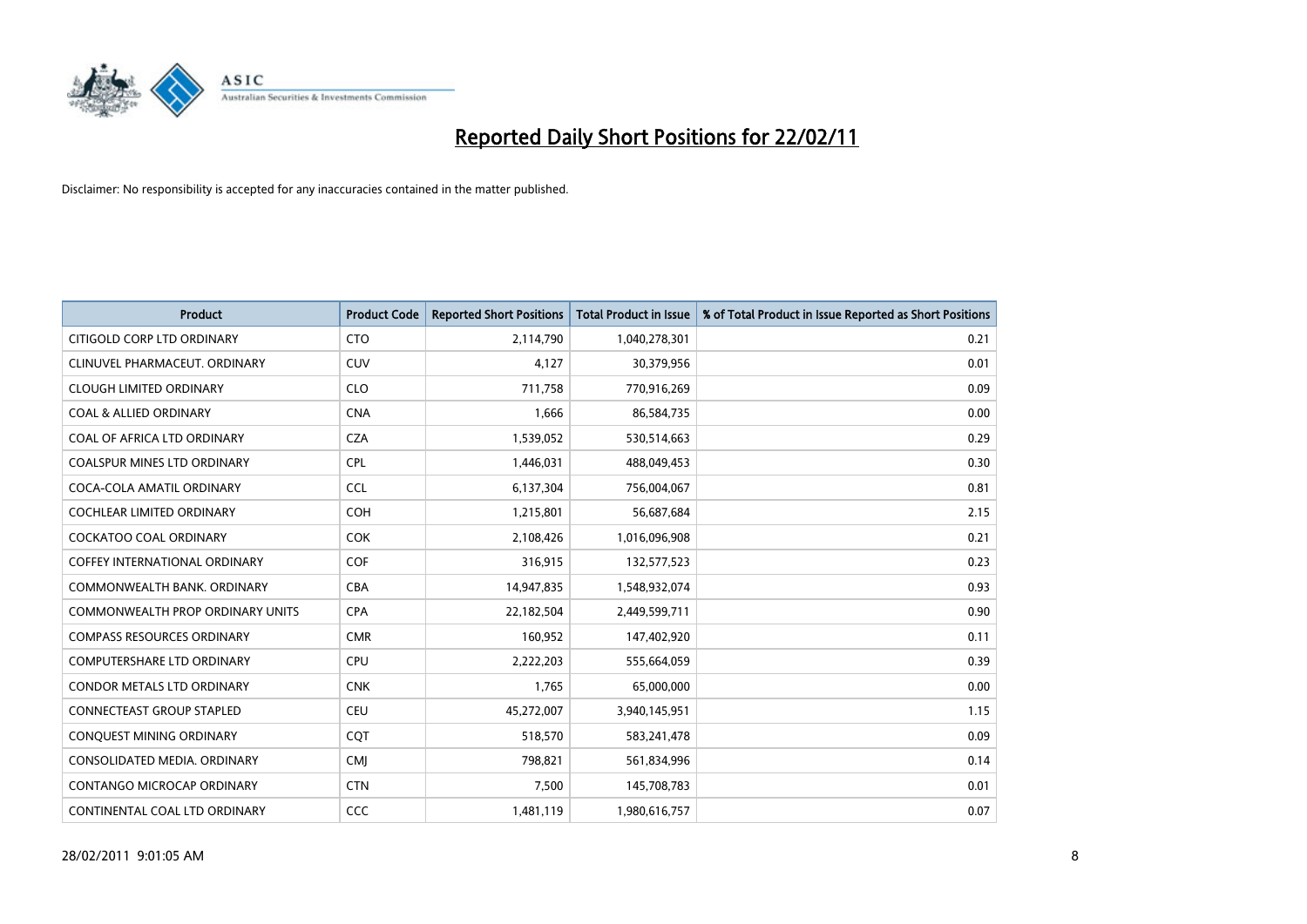# Reported Daily Short Positions for 22/02/11

Disclaimer: No responsibility is accepted for any inaccuracies contained in the matter published.

| Product | Product Code | Reported Short Positions | Total Product in Issue | % of Total Product in Issue Reported as Short Positions |
|---|---|---|---|---|
| CITIGOLD CORP LTD ORDINARY | CTO | 2,114,790 | 1,040,278,301 | 0.21 |
| CLINUVEL PHARMACEUT. ORDINARY | CUV | 4,127 | 30,379,956 | 0.01 |
| CLOUGH LIMITED ORDINARY | CLO | 711,758 | 770,916,269 | 0.09 |
| COAL & ALLIED ORDINARY | CNA | 1,666 | 86,584,735 | 0.00 |
| COAL OF AFRICA LTD ORDINARY | CZA | 1,539,052 | 530,514,663 | 0.29 |
| COALSPUR MINES LTD ORDINARY | CPL | 1,446,031 | 488,049,453 | 0.30 |
| COCA-COLA AMATIL ORDINARY | CCL | 6,137,304 | 756,004,067 | 0.81 |
| COCHLEAR LIMITED ORDINARY | COH | 1,215,801 | 56,687,684 | 2.15 |
| COCKATOO COAL ORDINARY | COK | 2,108,426 | 1,016,096,908 | 0.21 |
| COFFEY INTERNATIONAL ORDINARY | COF | 316,915 | 132,577,523 | 0.23 |
| COMMONWEALTH BANK. ORDINARY | CBA | 14,947,835 | 1,548,932,074 | 0.93 |
| COMMONWEALTH PROP ORDINARY UNITS | CPA | 22,182,504 | 2,449,599,711 | 0.90 |
| COMPASS RESOURCES ORDINARY | CMR | 160,952 | 147,402,920 | 0.11 |
| COMPUTERSHARE LTD ORDINARY | CPU | 2,222,203 | 555,664,059 | 0.39 |
| CONDOR METALS LTD ORDINARY | CNK | 1,765 | 65,000,000 | 0.00 |
| CONNECTEAST GROUP STAPLED | CEU | 45,272,007 | 3,940,145,951 | 1.15 |
| CONQUEST MINING ORDINARY | CQT | 518,570 | 583,241,478 | 0.09 |
| CONSOLIDATED MEDIA. ORDINARY | CMJ | 798,821 | 561,834,996 | 0.14 |
| CONTANGO MICROCAP ORDINARY | CTN | 7,500 | 145,708,783 | 0.01 |
| CONTINENTAL COAL LTD ORDINARY | CCC | 1,481,119 | 1,980,616,757 | 0.07 |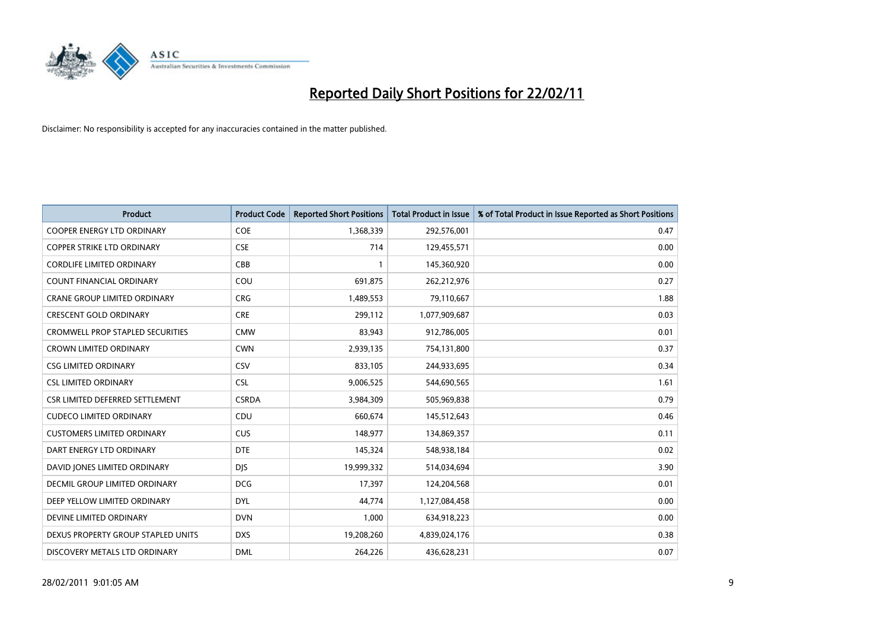# Reported Daily Short Positions for 22/02/11

Disclaimer: No responsibility is accepted for any inaccuracies contained in the matter published.

| Product | Product Code | Reported Short Positions | Total Product in Issue | % of Total Product in Issue Reported as Short Positions |
|---|---|---|---|---|
| COOPER ENERGY LTD ORDINARY | COE | 1,368,339 | 292,576,001 | 0.47 |
| COPPER STRIKE LTD ORDINARY | CSE | 714 | 129,455,571 | 0.00 |
| CORDLIFE LIMITED ORDINARY | CBB | 1 | 145,360,920 | 0.00 |
| COUNT FINANCIAL ORDINARY | COU | 691,875 | 262,212,976 | 0.27 |
| CRANE GROUP LIMITED ORDINARY | CRG | 1,489,553 | 79,110,667 | 1.88 |
| CRESCENT GOLD ORDINARY | CRE | 299,112 | 1,077,909,687 | 0.03 |
| CROMWELL PROP STAPLED SECURITIES | CMW | 83,943 | 912,786,005 | 0.01 |
| CROWN LIMITED ORDINARY | CWN | 2,939,135 | 754,131,800 | 0.37 |
| CSG LIMITED ORDINARY | CSV | 833,105 | 244,933,695 | 0.34 |
| CSL LIMITED ORDINARY | CSL | 9,006,525 | 544,690,565 | 1.61 |
| CSR LIMITED DEFERRED SETTLEMENT | CSRDA | 3,984,309 | 505,969,838 | 0.79 |
| CUDECO LIMITED ORDINARY | CDU | 660,674 | 145,512,643 | 0.46 |
| CUSTOMERS LIMITED ORDINARY | CUS | 148,977 | 134,869,357 | 0.11 |
| DART ENERGY LTD ORDINARY | DTE | 145,324 | 548,938,184 | 0.02 |
| DAVID JONES LIMITED ORDINARY | DJS | 19,999,332 | 514,034,694 | 3.90 |
| DECMIL GROUP LIMITED ORDINARY | DCG | 17,397 | 124,204,568 | 0.01 |
| DEEP YELLOW LIMITED ORDINARY | DYL | 44,774 | 1,127,084,458 | 0.00 |
| DEVINE LIMITED ORDINARY | DVN | 1,000 | 634,918,223 | 0.00 |
| DEXUS PROPERTY GROUP STAPLED UNITS | DXS | 19,208,260 | 4,839,024,176 | 0.38 |
| DISCOVERY METALS LTD ORDINARY | DML | 264,226 | 436,628,231 | 0.07 |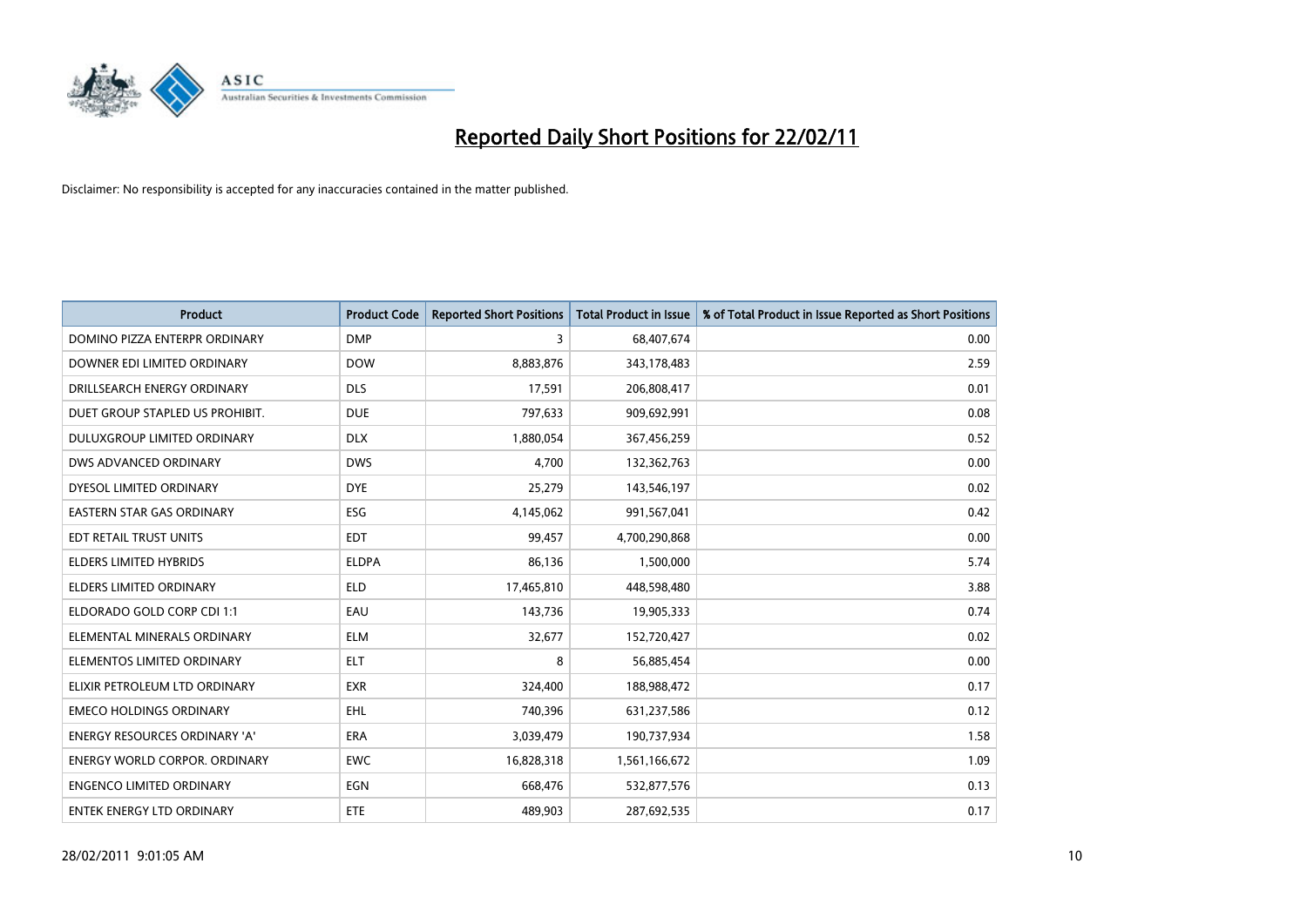# Reported Daily Short Positions for 22/02/11

Disclaimer: No responsibility is accepted for any inaccuracies contained in the matter published.

| Product | Product Code | Reported Short Positions | Total Product in Issue | % of Total Product in Issue Reported as Short Positions |
|---|---|---|---|---|
| DOMINO PIZZA ENTERPR ORDINARY | DMP | 3 | 68,407,674 | 0.00 |
| DOWNER EDI LIMITED ORDINARY | DOW | 8,883,876 | 343,178,483 | 2.59 |
| DRILLSEARCH ENERGY ORDINARY | DLS | 17,591 | 206,808,417 | 0.01 |
| DUET GROUP STAPLED US PROHIBIT. | DUE | 797,633 | 909,692,991 | 0.08 |
| DULUXGROUP LIMITED ORDINARY | DLX | 1,880,054 | 367,456,259 | 0.52 |
| DWS ADVANCED ORDINARY | DWS | 4,700 | 132,362,763 | 0.00 |
| DYESOL LIMITED ORDINARY | DYE | 25,279 | 143,546,197 | 0.02 |
| EASTERN STAR GAS ORDINARY | ESG | 4,145,062 | 991,567,041 | 0.42 |
| EDT RETAIL TRUST UNITS | EDT | 99,457 | 4,700,290,868 | 0.00 |
| ELDERS LIMITED HYBRIDS | ELDPA | 86,136 | 1,500,000 | 5.74 |
| ELDERS LIMITED ORDINARY | ELD | 17,465,810 | 448,598,480 | 3.88 |
| ELDORADO GOLD CORP CDI 1:1 | EAU | 143,736 | 19,905,333 | 0.74 |
| ELEMENTAL MINERALS ORDINARY | ELM | 32,677 | 152,720,427 | 0.02 |
| ELEMENTOS LIMITED ORDINARY | ELT | 8 | 56,885,454 | 0.00 |
| ELIXIR PETROLEUM LTD ORDINARY | EXR | 324,400 | 188,988,472 | 0.17 |
| EMECO HOLDINGS ORDINARY | EHL | 740,396 | 631,237,586 | 0.12 |
| ENERGY RESOURCES ORDINARY 'A' | ERA | 3,039,479 | 190,737,934 | 1.58 |
| ENERGY WORLD CORPOR. ORDINARY | EWC | 16,828,318 | 1,561,166,672 | 1.09 |
| ENGENCO LIMITED ORDINARY | EGN | 668,476 | 532,877,576 | 0.13 |
| ENTEK ENERGY LTD ORDINARY | ETE | 489,903 | 287,692,535 | 0.17 |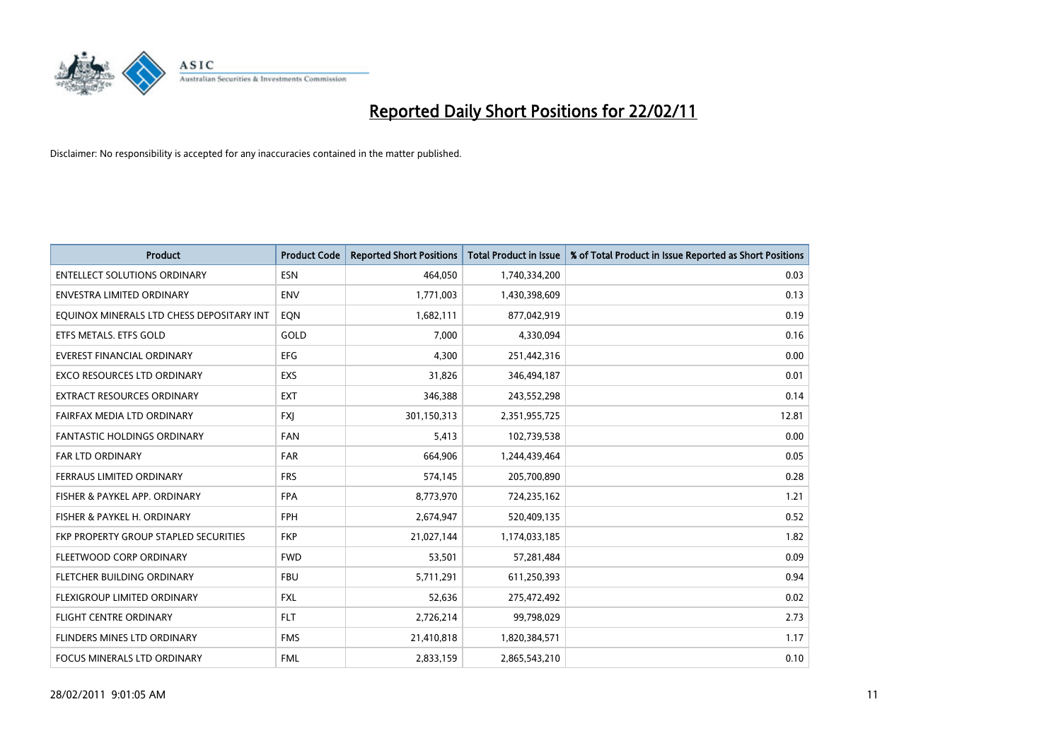# Reported Daily Short Positions for 22/02/11

Disclaimer: No responsibility is accepted for any inaccuracies contained in the matter published.

| Product | Product Code | Reported Short Positions | Total Product in Issue | % of Total Product in Issue Reported as Short Positions |
|---|---|---|---|---|
| ENTELLECT SOLUTIONS ORDINARY | ESN | 464,050 | 1,740,334,200 | 0.03 |
| ENVESTRA LIMITED ORDINARY | ENV | 1,771,003 | 1,430,398,609 | 0.13 |
| EQUINOX MINERALS LTD CHESS DEPOSITARY INT | EQN | 1,682,111 | 877,042,919 | 0.19 |
| ETFS METALS. ETFS GOLD | GOLD | 7,000 | 4,330,094 | 0.16 |
| EVEREST FINANCIAL ORDINARY | EFG | 4,300 | 251,442,316 | 0.00 |
| EXCO RESOURCES LTD ORDINARY | EXS | 31,826 | 346,494,187 | 0.01 |
| EXTRACT RESOURCES ORDINARY | EXT | 346,388 | 243,552,298 | 0.14 |
| FAIRFAX MEDIA LTD ORDINARY | FXJ | 301,150,313 | 2,351,955,725 | 12.81 |
| FANTASTIC HOLDINGS ORDINARY | FAN | 5,413 | 102,739,538 | 0.00 |
| FAR LTD ORDINARY | FAR | 664,906 | 1,244,439,464 | 0.05 |
| FERRAUS LIMITED ORDINARY | FRS | 574,145 | 205,700,890 | 0.28 |
| FISHER & PAYKEL APP. ORDINARY | FPA | 8,773,970 | 724,235,162 | 1.21 |
| FISHER & PAYKEL H. ORDINARY | FPH | 2,674,947 | 520,409,135 | 0.52 |
| FKP PROPERTY GROUP STAPLED SECURITIES | FKP | 21,027,144 | 1,174,033,185 | 1.82 |
| FLEETWOOD CORP ORDINARY | FWD | 53,501 | 57,281,484 | 0.09 |
| FLETCHER BUILDING ORDINARY | FBU | 5,711,291 | 611,250,393 | 0.94 |
| FLEXIGROUP LIMITED ORDINARY | FXL | 52,636 | 275,472,492 | 0.02 |
| FLIGHT CENTRE ORDINARY | FLT | 2,726,214 | 99,798,029 | 2.73 |
| FLINDERS MINES LTD ORDINARY | FMS | 21,410,818 | 1,820,384,571 | 1.17 |
| FOCUS MINERALS LTD ORDINARY | FML | 2,833,159 | 2,865,543,210 | 0.10 |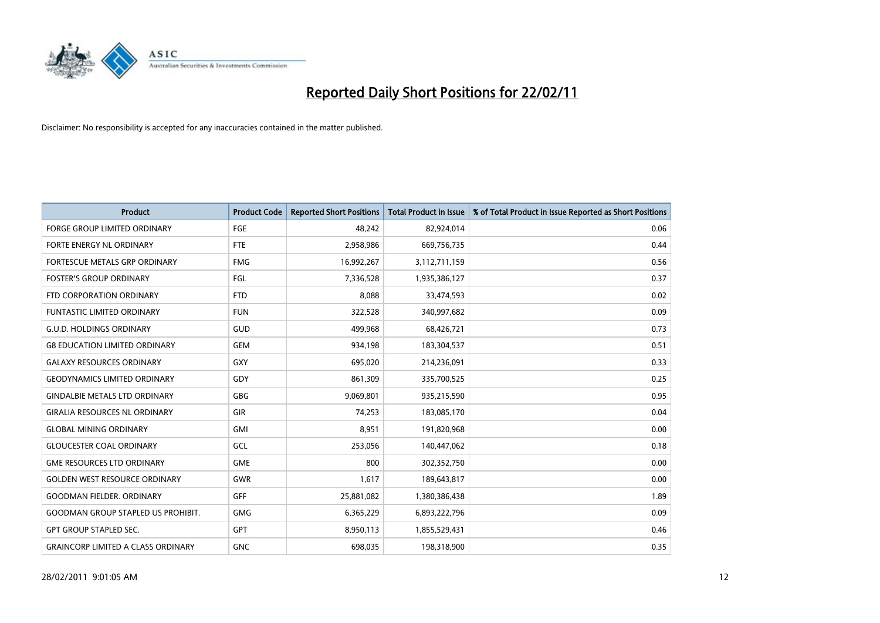# Reported Daily Short Positions for 22/02/11

Disclaimer: No responsibility is accepted for any inaccuracies contained in the matter published.

| Product | Product Code | Reported Short Positions | Total Product in Issue | % of Total Product in Issue Reported as Short Positions |
|---|---|---|---|---|
| FORGE GROUP LIMITED ORDINARY | FGE | 48,242 | 82,924,014 | 0.06 |
| FORTE ENERGY NL ORDINARY | FTE | 2,958,986 | 669,756,735 | 0.44 |
| FORTESCUE METALS GRP ORDINARY | FMG | 16,992,267 | 3,112,711,159 | 0.56 |
| FOSTER'S GROUP ORDINARY | FGL | 7,336,528 | 1,935,386,127 | 0.37 |
| FTD CORPORATION ORDINARY | FTD | 8,088 | 33,474,593 | 0.02 |
| FUNTASTIC LIMITED ORDINARY | FUN | 322,528 | 340,997,682 | 0.09 |
| G.U.D. HOLDINGS ORDINARY | GUD | 499,968 | 68,426,721 | 0.73 |
| G8 EDUCATION LIMITED ORDINARY | GEM | 934,198 | 183,304,537 | 0.51 |
| GALAXY RESOURCES ORDINARY | GXY | 695,020 | 214,236,091 | 0.33 |
| GEODYNAMICS LIMITED ORDINARY | GDY | 861,309 | 335,700,525 | 0.25 |
| GINDALBIE METALS LTD ORDINARY | GBG | 9,069,801 | 935,215,590 | 0.95 |
| GIRALIA RESOURCES NL ORDINARY | GIR | 74,253 | 183,085,170 | 0.04 |
| GLOBAL MINING ORDINARY | GMI | 8,951 | 191,820,968 | 0.00 |
| GLOUCESTER COAL ORDINARY | GCL | 253,056 | 140,447,062 | 0.18 |
| GME RESOURCES LTD ORDINARY | GME | 800 | 302,352,750 | 0.00 |
| GOLDEN WEST RESOURCE ORDINARY | GWR | 1,617 | 189,643,817 | 0.00 |
| GOODMAN FIELDER. ORDINARY | GFF | 25,881,082 | 1,380,386,438 | 1.89 |
| GOODMAN GROUP STAPLED US PROHIBIT. | GMG | 6,365,229 | 6,893,222,796 | 0.09 |
| GPT GROUP STAPLED SEC. | GPT | 8,950,113 | 1,855,529,431 | 0.46 |
| GRAINCORP LIMITED A CLASS ORDINARY | GNC | 698,035 | 198,318,900 | 0.35 |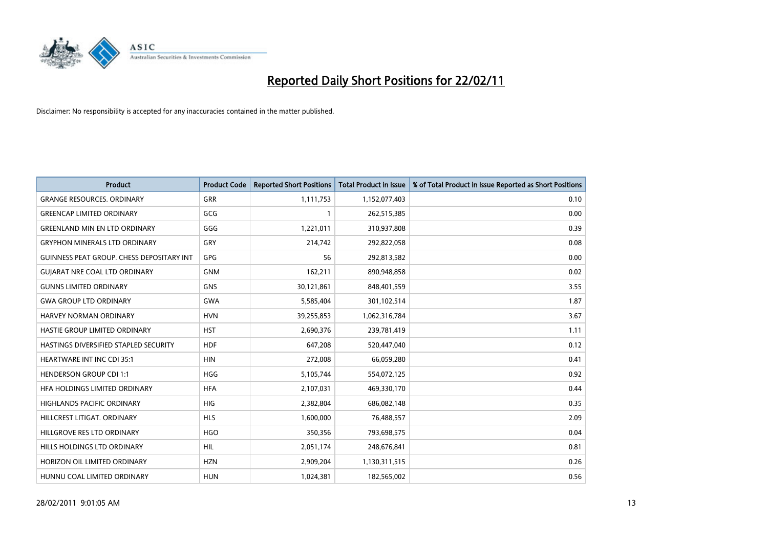# Reported Daily Short Positions for 22/02/11

Disclaimer: No responsibility is accepted for any inaccuracies contained in the matter published.

| Product | Product Code | Reported Short Positions | Total Product in Issue | % of Total Product in Issue Reported as Short Positions |
|---|---|---|---|---|
| GRANGE RESOURCES. ORDINARY | GRR | 1,111,753 | 1,152,077,403 | 0.10 |
| GREENCAP LIMITED ORDINARY | GCG | 1 | 262,515,385 | 0.00 |
| GREENLAND MIN EN LTD ORDINARY | GGG | 1,221,011 | 310,937,808 | 0.39 |
| GRYPHON MINERALS LTD ORDINARY | GRY | 214,742 | 292,822,058 | 0.08 |
| GUINNESS PEAT GROUP. CHESS DEPOSITARY INT | GPG | 56 | 292,813,582 | 0.00 |
| GUJARAT NRE COAL LTD ORDINARY | GNM | 162,211 | 890,948,858 | 0.02 |
| GUNNS LIMITED ORDINARY | GNS | 30,121,861 | 848,401,559 | 3.55 |
| GWA GROUP LTD ORDINARY | GWA | 5,585,404 | 301,102,514 | 1.87 |
| HARVEY NORMAN ORDINARY | HVN | 39,255,853 | 1,062,316,784 | 3.67 |
| HASTIE GROUP LIMITED ORDINARY | HST | 2,690,376 | 239,781,419 | 1.11 |
| HASTINGS DIVERSIFIED STAPLED SECURITY | HDF | 647,208 | 520,447,040 | 0.12 |
| HEARTWARE INT INC CDI 35:1 | HIN | 272,008 | 66,059,280 | 0.41 |
| HENDERSON GROUP CDI 1:1 | HGG | 5,105,744 | 554,072,125 | 0.92 |
| HFA HOLDINGS LIMITED ORDINARY | HFA | 2,107,031 | 469,330,170 | 0.44 |
| HIGHLANDS PACIFIC ORDINARY | HIG | 2,382,804 | 686,082,148 | 0.35 |
| HILLCREST LITIGAT. ORDINARY | HLS | 1,600,000 | 76,488,557 | 2.09 |
| HILLGROVE RES LTD ORDINARY | HGO | 350,356 | 793,698,575 | 0.04 |
| HILLS HOLDINGS LTD ORDINARY | HIL | 2,051,174 | 248,676,841 | 0.81 |
| HORIZON OIL LIMITED ORDINARY | HZN | 2,909,204 | 1,130,311,515 | 0.26 |
| HUNNU COAL LIMITED ORDINARY | HUN | 1,024,381 | 182,565,002 | 0.56 |

28/02/2011 9:01:05 AM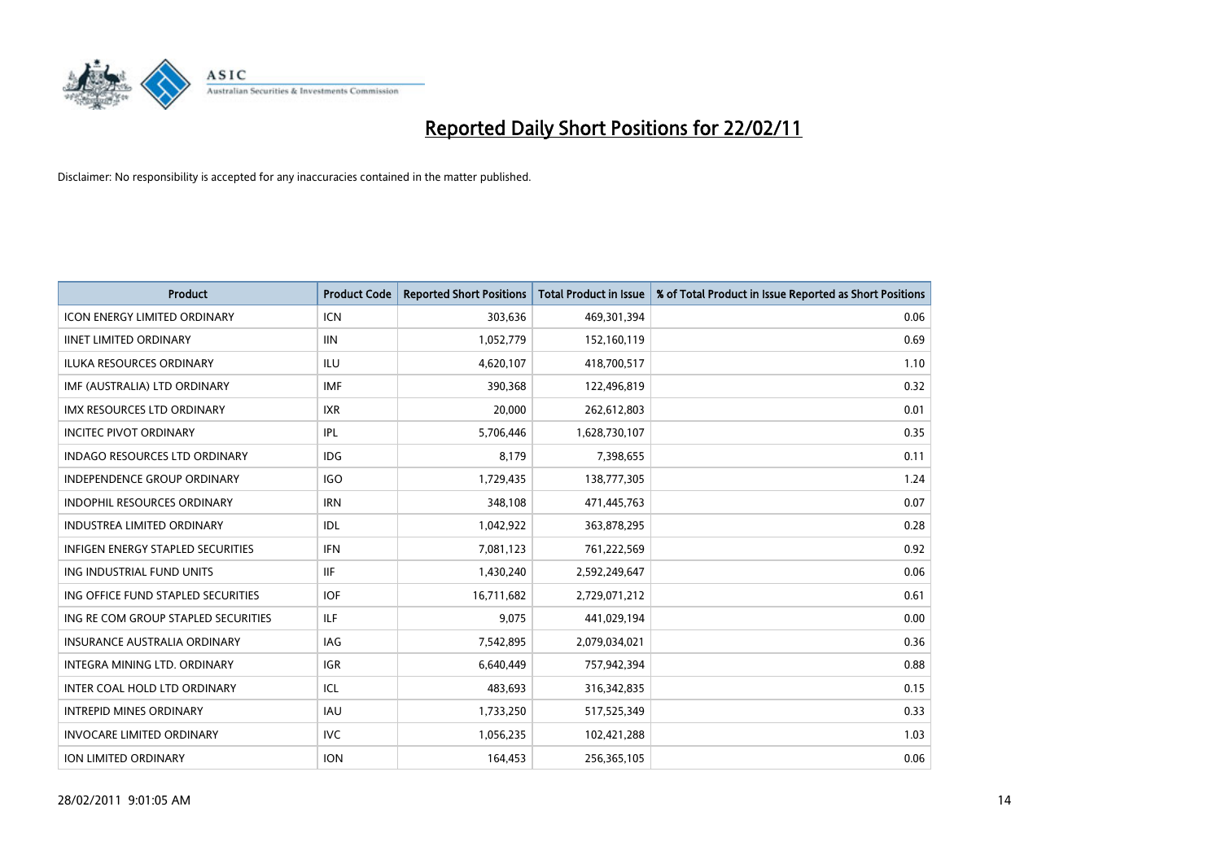# Reported Daily Short Positions for 22/02/11

Disclaimer: No responsibility is accepted for any inaccuracies contained in the matter published.

| Product | Product Code | Reported Short Positions | Total Product in Issue | % of Total Product in Issue Reported as Short Positions |
|---|---|---|---|---|
| ICON ENERGY LIMITED ORDINARY | ICN | 303,636 | 469,301,394 | 0.06 |
| IINET LIMITED ORDINARY | IIN | 1,052,779 | 152,160,119 | 0.69 |
| ILUKA RESOURCES ORDINARY | ILU | 4,620,107 | 418,700,517 | 1.10 |
| IMF (AUSTRALIA) LTD ORDINARY | IMF | 390,368 | 122,496,819 | 0.32 |
| IMX RESOURCES LTD ORDINARY | IXR | 20,000 | 262,612,803 | 0.01 |
| INCITEC PIVOT ORDINARY | IPL | 5,706,446 | 1,628,730,107 | 0.35 |
| INDAGO RESOURCES LTD ORDINARY | IDG | 8,179 | 7,398,655 | 0.11 |
| INDEPENDENCE GROUP ORDINARY | IGO | 1,729,435 | 138,777,305 | 1.24 |
| INDOPHIL RESOURCES ORDINARY | IRN | 348,108 | 471,445,763 | 0.07 |
| INDUSTREA LIMITED ORDINARY | IDL | 1,042,922 | 363,878,295 | 0.28 |
| INFIGEN ENERGY STAPLED SECURITIES | IFN | 7,081,123 | 761,222,569 | 0.92 |
| ING INDUSTRIAL FUND UNITS | IIF | 1,430,240 | 2,592,249,647 | 0.06 |
| ING OFFICE FUND STAPLED SECURITIES | IOF | 16,711,682 | 2,729,071,212 | 0.61 |
| ING RE COM GROUP STAPLED SECURITIES | ILF | 9,075 | 441,029,194 | 0.00 |
| INSURANCE AUSTRALIA ORDINARY | IAG | 7,542,895 | 2,079,034,021 | 0.36 |
| INTEGRA MINING LTD. ORDINARY | IGR | 6,640,449 | 757,942,394 | 0.88 |
| INTER COAL HOLD LTD ORDINARY | ICL | 483,693 | 316,342,835 | 0.15 |
| INTREPID MINES ORDINARY | IAU | 1,733,250 | 517,525,349 | 0.33 |
| INVOCARE LIMITED ORDINARY | IVC | 1,056,235 | 102,421,288 | 1.03 |
| ION LIMITED ORDINARY | ION | 164,453 | 256,365,105 | 0.06 |

28/02/2011 9:01:05 AM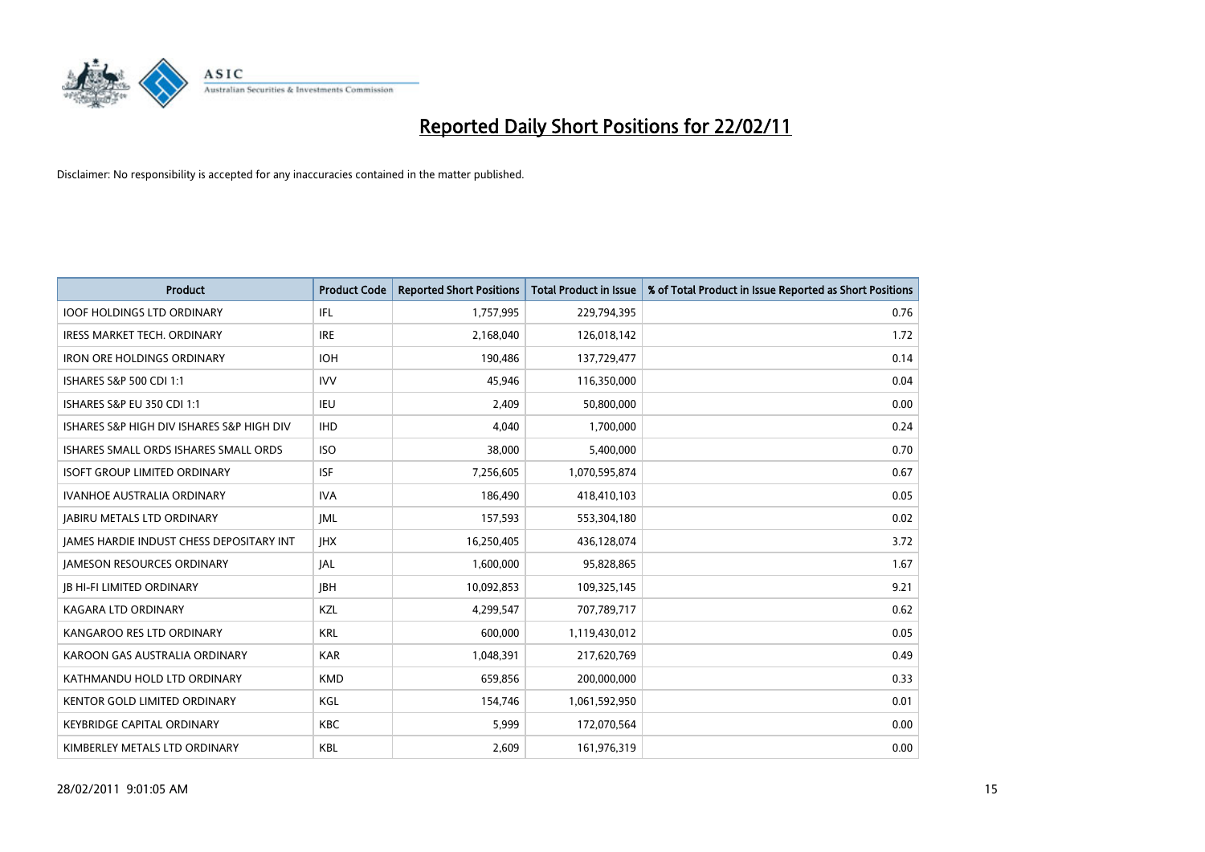# Reported Daily Short Positions for 22/02/11

Disclaimer: No responsibility is accepted for any inaccuracies contained in the matter published.

| Product | Product Code | Reported Short Positions | Total Product in Issue | % of Total Product in Issue Reported as Short Positions |
|---|---|---|---|---|
| IOOF HOLDINGS LTD ORDINARY | IFL | 1,757,995 | 229,794,395 | 0.76 |
| IRESS MARKET TECH. ORDINARY | IRE | 2,168,040 | 126,018,142 | 1.72 |
| IRON ORE HOLDINGS ORDINARY | IOH | 190,486 | 137,729,477 | 0.14 |
| ISHARES S&P 500 CDI 1:1 | IVV | 45,946 | 116,350,000 | 0.04 |
| ISHARES S&P EU 350 CDI 1:1 | IEU | 2,409 | 50,800,000 | 0.00 |
| ISHARES S&P HIGH DIV ISHARES S&P HIGH DIV | IHD | 4,040 | 1,700,000 | 0.24 |
| ISHARES SMALL ORDS ISHARES SMALL ORDS | ISO | 38,000 | 5,400,000 | 0.70 |
| ISOFT GROUP LIMITED ORDINARY | ISF | 7,256,605 | 1,070,595,874 | 0.67 |
| IVANHOE AUSTRALIA ORDINARY | IVA | 186,490 | 418,410,103 | 0.05 |
| JABIRU METALS LTD ORDINARY | JML | 157,593 | 553,304,180 | 0.02 |
| JAMES HARDIE INDUST CHESS DEPOSITARY INT | JHX | 16,250,405 | 436,128,074 | 3.72 |
| JAMESON RESOURCES ORDINARY | JAL | 1,600,000 | 95,828,865 | 1.67 |
| JB HI-FI LIMITED ORDINARY | JBH | 10,092,853 | 109,325,145 | 9.21 |
| KAGARA LTD ORDINARY | KZL | 4,299,547 | 707,789,717 | 0.62 |
| KANGAROO RES LTD ORDINARY | KRL | 600,000 | 1,119,430,012 | 0.05 |
| KAROON GAS AUSTRALIA ORDINARY | KAR | 1,048,391 | 217,620,769 | 0.49 |
| KATHMANDU HOLD LTD ORDINARY | KMD | 659,856 | 200,000,000 | 0.33 |
| KENTOR GOLD LIMITED ORDINARY | KGL | 154,746 | 1,061,592,950 | 0.01 |
| KEYBRIDGE CAPITAL ORDINARY | KBC | 5,999 | 172,070,564 | 0.00 |
| KIMBERLEY METALS LTD ORDINARY | KBL | 2,609 | 161,976,319 | 0.00 |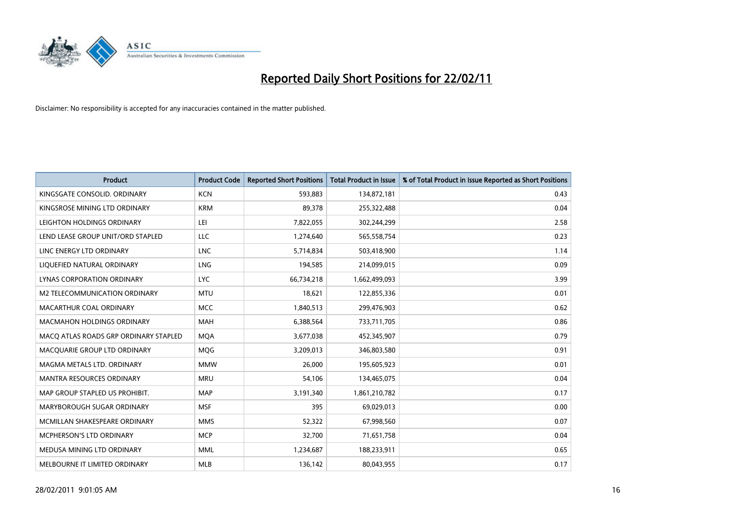# Reported Daily Short Positions for 22/02/11

Disclaimer: No responsibility is accepted for any inaccuracies contained in the matter published.

| Product | Product Code | Reported Short Positions | Total Product in Issue | % of Total Product in Issue Reported as Short Positions |
|---|---|---|---|---|
| KINGSGATE CONSOLID. ORDINARY | KCN | 593,883 | 134,872,181 | 0.43 |
| KINGSROSE MINING LTD ORDINARY | KRM | 89,378 | 255,322,488 | 0.04 |
| LEIGHTON HOLDINGS ORDINARY | LEI | 7,822,055 | 302,244,299 | 2.58 |
| LEND LEASE GROUP UNIT/ORD STAPLED | LLC | 1,274,640 | 565,558,754 | 0.23 |
| LINC ENERGY LTD ORDINARY | LNC | 5,714,834 | 503,418,900 | 1.14 |
| LIQUEFIED NATURAL ORDINARY | LNG | 194,585 | 214,099,015 | 0.09 |
| LYNAS CORPORATION ORDINARY | LYC | 66,734,218 | 1,662,499,093 | 3.99 |
| M2 TELECOMMUNICATION ORDINARY | MTU | 18,621 | 122,855,336 | 0.01 |
| MACARTHUR COAL ORDINARY | MCC | 1,840,513 | 299,476,903 | 0.62 |
| MACMAHON HOLDINGS ORDINARY | MAH | 6,388,564 | 733,711,705 | 0.86 |
| MACQ ATLAS ROADS GRP ORDINARY STAPLED | MQA | 3,677,038 | 452,345,907 | 0.79 |
| MACQUARIE GROUP LTD ORDINARY | MQG | 3,209,013 | 346,803,580 | 0.91 |
| MAGMA METALS LTD. ORDINARY | MMW | 26,000 | 195,605,923 | 0.01 |
| MANTRA RESOURCES ORDINARY | MRU | 54,106 | 134,465,075 | 0.04 |
| MAP GROUP STAPLED US PROHIBIT. | MAP | 3,191,340 | 1,861,210,782 | 0.17 |
| MARYBOROUGH SUGAR ORDINARY | MSF | 395 | 69,029,013 | 0.00 |
| MCMILLAN SHAKESPEARE ORDINARY | MMS | 52,322 | 67,998,560 | 0.07 |
| MCPHERSON'S LTD ORDINARY | MCP | 32,700 | 71,651,758 | 0.04 |
| MEDUSA MINING LTD ORDINARY | MML | 1,234,687 | 188,233,911 | 0.65 |
| MELBOURNE IT LIMITED ORDINARY | MLB | 136,142 | 80,043,955 | 0.17 |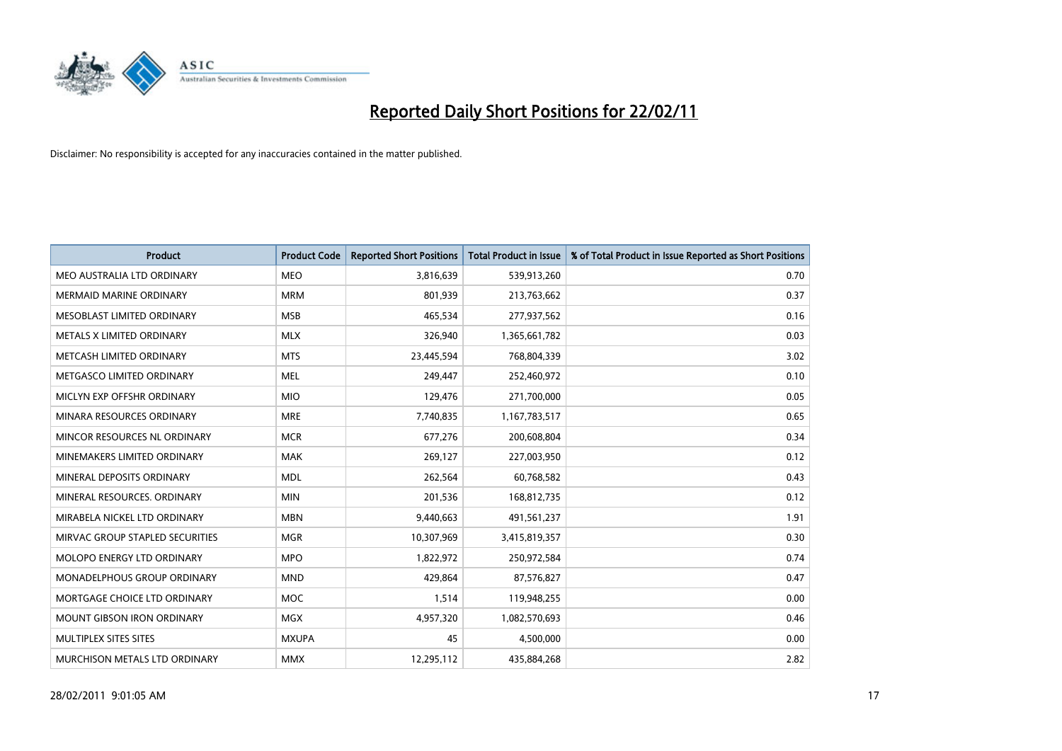# Reported Daily Short Positions for 22/02/11

Disclaimer: No responsibility is accepted for any inaccuracies contained in the matter published.

| Product | Product Code | Reported Short Positions | Total Product in Issue | % of Total Product in Issue Reported as Short Positions |
|---|---|---|---|---|
| MEO AUSTRALIA LTD ORDINARY | MEO | 3,816,639 | 539,913,260 | 0.70 |
| MERMAID MARINE ORDINARY | MRM | 801,939 | 213,763,662 | 0.37 |
| MESOBLAST LIMITED ORDINARY | MSB | 465,534 | 277,937,562 | 0.16 |
| METALS X LIMITED ORDINARY | MLX | 326,940 | 1,365,661,782 | 0.03 |
| METCASH LIMITED ORDINARY | MTS | 23,445,594 | 768,804,339 | 3.02 |
| METGASCO LIMITED ORDINARY | MEL | 249,447 | 252,460,972 | 0.10 |
| MICLYN EXP OFFSHR ORDINARY | MIO | 129,476 | 271,700,000 | 0.05 |
| MINARA RESOURCES ORDINARY | MRE | 7,740,835 | 1,167,783,517 | 0.65 |
| MINCOR RESOURCES NL ORDINARY | MCR | 677,276 | 200,608,804 | 0.34 |
| MINEMAKERS LIMITED ORDINARY | MAK | 269,127 | 227,003,950 | 0.12 |
| MINERAL DEPOSITS ORDINARY | MDL | 262,564 | 60,768,582 | 0.43 |
| MINERAL RESOURCES. ORDINARY | MIN | 201,536 | 168,812,735 | 0.12 |
| MIRABELA NICKEL LTD ORDINARY | MBN | 9,440,663 | 491,561,237 | 1.91 |
| MIRVAC GROUP STAPLED SECURITIES | MGR | 10,307,969 | 3,415,819,357 | 0.30 |
| MOLOPO ENERGY LTD ORDINARY | MPO | 1,822,972 | 250,972,584 | 0.74 |
| MONADELPHOUS GROUP ORDINARY | MND | 429,864 | 87,576,827 | 0.47 |
| MORTGAGE CHOICE LTD ORDINARY | MOC | 1,514 | 119,948,255 | 0.00 |
| MOUNT GIBSON IRON ORDINARY | MGX | 4,957,320 | 1,082,570,693 | 0.46 |
| MULTIPLEX SITES SITES | MXUPA | 45 | 4,500,000 | 0.00 |
| MURCHISON METALS LTD ORDINARY | MMX | 12,295,112 | 435,884,268 | 2.82 |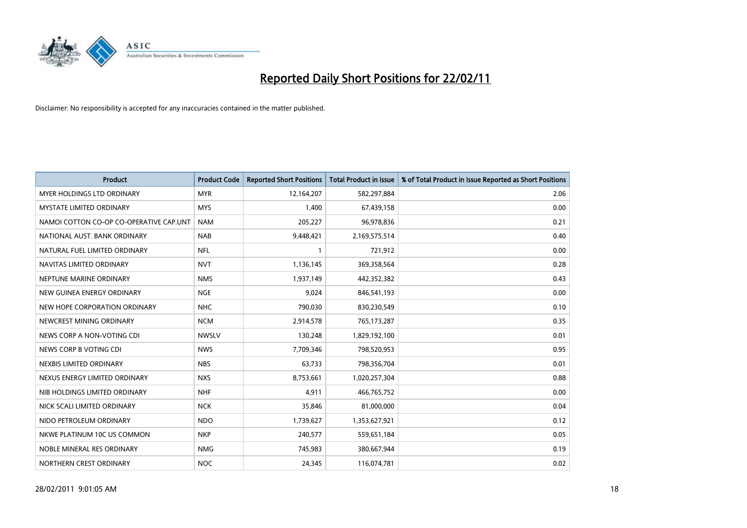# Reported Daily Short Positions for 22/02/11

Disclaimer: No responsibility is accepted for any inaccuracies contained in the matter published.

| Product | Product Code | Reported Short Positions | Total Product in Issue | % of Total Product in Issue Reported as Short Positions |
|---|---|---|---|---|
| MYER HOLDINGS LTD ORDINARY | MYR | 12,164,207 | 582,297,884 | 2.06 |
| MYSTATE LIMITED ORDINARY | MYS | 1,400 | 67,439,158 | 0.00 |
| NAMOI COTTON CO-OP CO-OPERATIVE CAP.UNT | NAM | 205,227 | 96,978,836 | 0.21 |
| NATIONAL AUST. BANK ORDINARY | NAB | 9,448,421 | 2,169,575,514 | 0.40 |
| NATURAL FUEL LIMITED ORDINARY | NFL | 1 | 721,912 | 0.00 |
| NAVITAS LIMITED ORDINARY | NVT | 1,136,145 | 369,358,564 | 0.28 |
| NEPTUNE MARINE ORDINARY | NMS | 1,937,149 | 442,352,382 | 0.43 |
| NEW GUINEA ENERGY ORDINARY | NGE | 9,024 | 846,541,193 | 0.00 |
| NEW HOPE CORPORATION ORDINARY | NHC | 790,030 | 830,230,549 | 0.10 |
| NEWCREST MINING ORDINARY | NCM | 2,914,578 | 765,173,287 | 0.35 |
| NEWS CORP A NON-VOTING CDI | NWSLV | 130,248 | 1,829,192,100 | 0.01 |
| NEWS CORP B VOTING CDI | NWS | 7,709,346 | 798,520,953 | 0.95 |
| NEXBIS LIMITED ORDINARY | NBS | 63,733 | 798,356,704 | 0.01 |
| NEXUS ENERGY LIMITED ORDINARY | NXS | 8,753,661 | 1,020,257,304 | 0.88 |
| NIB HOLDINGS LIMITED ORDINARY | NHF | 4,911 | 466,765,752 | 0.00 |
| NICK SCALI LIMITED ORDINARY | NCK | 35,846 | 81,000,000 | 0.04 |
| NIDO PETROLEUM ORDINARY | NDO | 1,739,627 | 1,353,627,921 | 0.12 |
| NKWE PLATINUM 10C US COMMON | NKP | 240,577 | 559,651,184 | 0.05 |
| NOBLE MINERAL RES ORDINARY | NMG | 745,983 | 380,667,944 | 0.19 |
| NORTHERN CREST ORDINARY | NOC | 24,345 | 116,074,781 | 0.02 |

28/02/2011 9:01:05 AM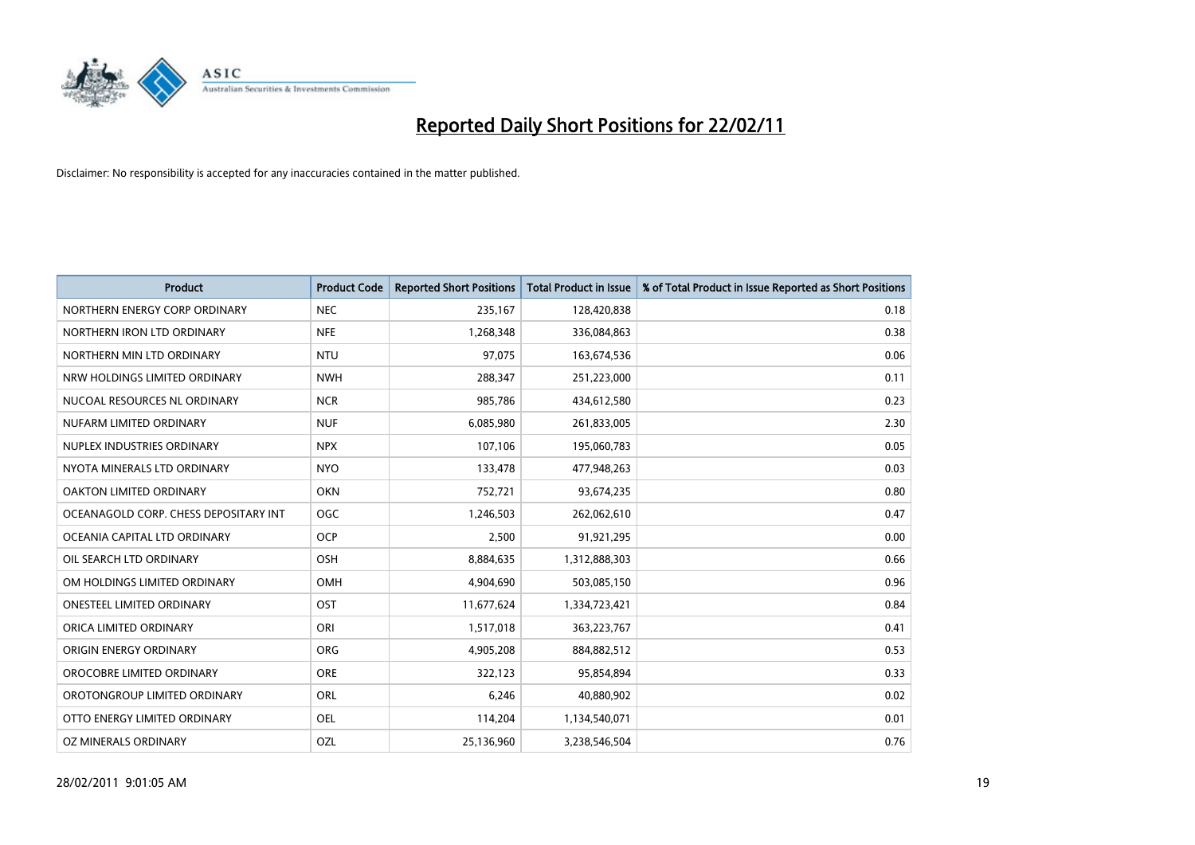# Reported Daily Short Positions for 22/02/11

Disclaimer: No responsibility is accepted for any inaccuracies contained in the matter published.

| Product | Product Code | Reported Short Positions | Total Product in Issue | % of Total Product in Issue Reported as Short Positions |
|---|---|---|---|---|
| NORTHERN ENERGY CORP ORDINARY | NEC | 235,167 | 128,420,838 | 0.18 |
| NORTHERN IRON LTD ORDINARY | NFE | 1,268,348 | 336,084,863 | 0.38 |
| NORTHERN MIN LTD ORDINARY | NTU | 97,075 | 163,674,536 | 0.06 |
| NRW HOLDINGS LIMITED ORDINARY | NWH | 288,347 | 251,223,000 | 0.11 |
| NUCOAL RESOURCES NL ORDINARY | NCR | 985,786 | 434,612,580 | 0.23 |
| NUFARM LIMITED ORDINARY | NUF | 6,085,980 | 261,833,005 | 2.30 |
| NUPLEX INDUSTRIES ORDINARY | NPX | 107,106 | 195,060,783 | 0.05 |
| NYOTA MINERALS LTD ORDINARY | NYO | 133,478 | 477,948,263 | 0.03 |
| OAKTON LIMITED ORDINARY | OKN | 752,721 | 93,674,235 | 0.80 |
| OCEANAGOLD CORP. CHESS DEPOSITARY INT | OGC | 1,246,503 | 262,062,610 | 0.47 |
| OCEANIA CAPITAL LTD ORDINARY | OCP | 2,500 | 91,921,295 | 0.00 |
| OIL SEARCH LTD ORDINARY | OSH | 8,884,635 | 1,312,888,303 | 0.66 |
| OM HOLDINGS LIMITED ORDINARY | OMH | 4,904,690 | 503,085,150 | 0.96 |
| ONESTEEL LIMITED ORDINARY | OST | 11,677,624 | 1,334,723,421 | 0.84 |
| ORICA LIMITED ORDINARY | ORI | 1,517,018 | 363,223,767 | 0.41 |
| ORIGIN ENERGY ORDINARY | ORG | 4,905,208 | 884,882,512 | 0.53 |
| OROCOBRE LIMITED ORDINARY | ORE | 322,123 | 95,854,894 | 0.33 |
| OROTONGROUP LIMITED ORDINARY | ORL | 6,246 | 40,880,902 | 0.02 |
| OTTO ENERGY LIMITED ORDINARY | OEL | 114,204 | 1,134,540,071 | 0.01 |
| OZ MINERALS ORDINARY | OZL | 25,136,960 | 3,238,546,504 | 0.76 |

28/02/2011 9:01:05 AM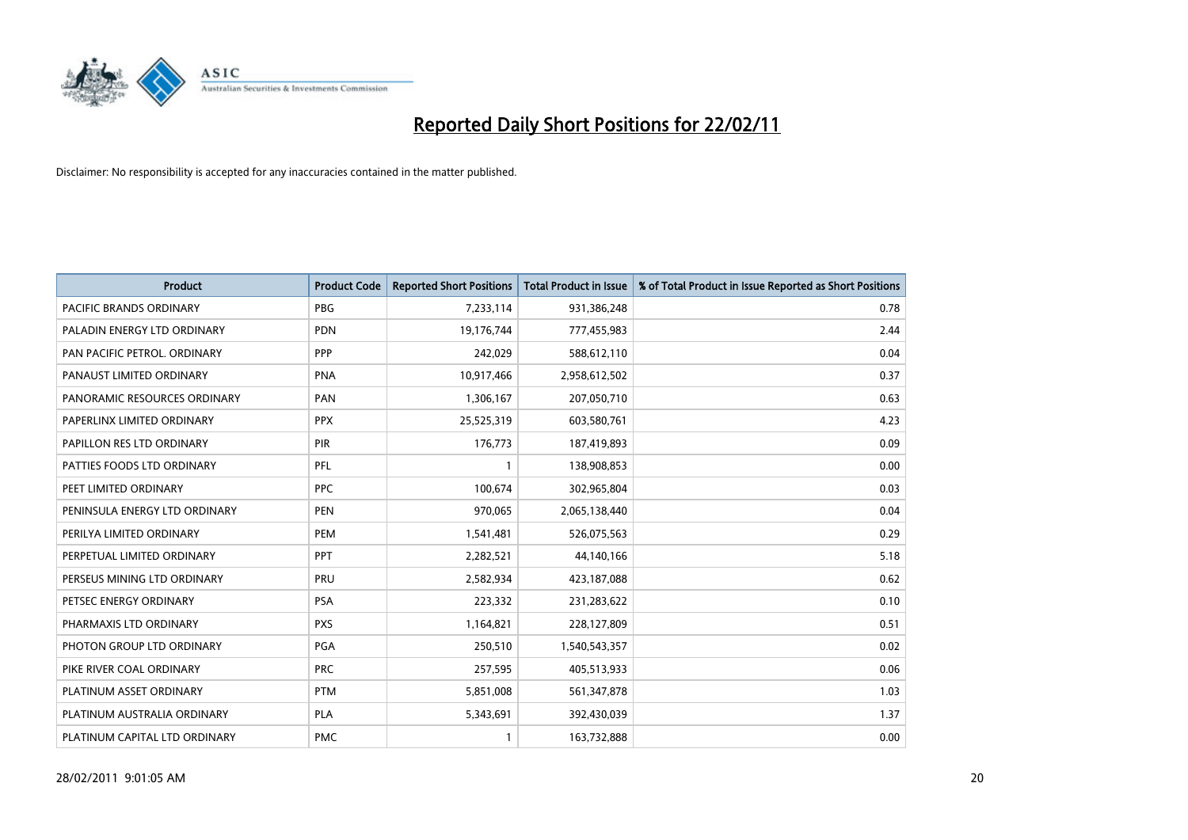# Reported Daily Short Positions for 22/02/11

Disclaimer: No responsibility is accepted for any inaccuracies contained in the matter published.

| Product | Product Code | Reported Short Positions | Total Product in Issue | % of Total Product in Issue Reported as Short Positions |
|---|---|---|---|---|
| PACIFIC BRANDS ORDINARY | PBG | 7,233,114 | 931,386,248 | 0.78 |
| PALADIN ENERGY LTD ORDINARY | PDN | 19,176,744 | 777,455,983 | 2.44 |
| PAN PACIFIC PETROL. ORDINARY | PPP | 242,029 | 588,612,110 | 0.04 |
| PANAUST LIMITED ORDINARY | PNA | 10,917,466 | 2,958,612,502 | 0.37 |
| PANORAMIC RESOURCES ORDINARY | PAN | 1,306,167 | 207,050,710 | 0.63 |
| PAPERLINX LIMITED ORDINARY | PPX | 25,525,319 | 603,580,761 | 4.23 |
| PAPILLON RES LTD ORDINARY | PIR | 176,773 | 187,419,893 | 0.09 |
| PATTIES FOODS LTD ORDINARY | PFL | 1 | 138,908,853 | 0.00 |
| PEET LIMITED ORDINARY | PPC | 100,674 | 302,965,804 | 0.03 |
| PENINSULA ENERGY LTD ORDINARY | PEN | 970,065 | 2,065,138,440 | 0.04 |
| PERILYA LIMITED ORDINARY | PEM | 1,541,481 | 526,075,563 | 0.29 |
| PERPETUAL LIMITED ORDINARY | PPT | 2,282,521 | 44,140,166 | 5.18 |
| PERSEUS MINING LTD ORDINARY | PRU | 2,582,934 | 423,187,088 | 0.62 |
| PETSEC ENERGY ORDINARY | PSA | 223,332 | 231,283,622 | 0.10 |
| PHARMAXIS LTD ORDINARY | PXS | 1,164,821 | 228,127,809 | 0.51 |
| PHOTON GROUP LTD ORDINARY | PGA | 250,510 | 1,540,543,357 | 0.02 |
| PIKE RIVER COAL ORDINARY | PRC | 257,595 | 405,513,933 | 0.06 |
| PLATINUM ASSET ORDINARY | PTM | 5,851,008 | 561,347,878 | 1.03 |
| PLATINUM AUSTRALIA ORDINARY | PLA | 5,343,691 | 392,430,039 | 1.37 |
| PLATINUM CAPITAL LTD ORDINARY | PMC | 1 | 163,732,888 | 0.00 |

28/02/2011 9:01:05 AM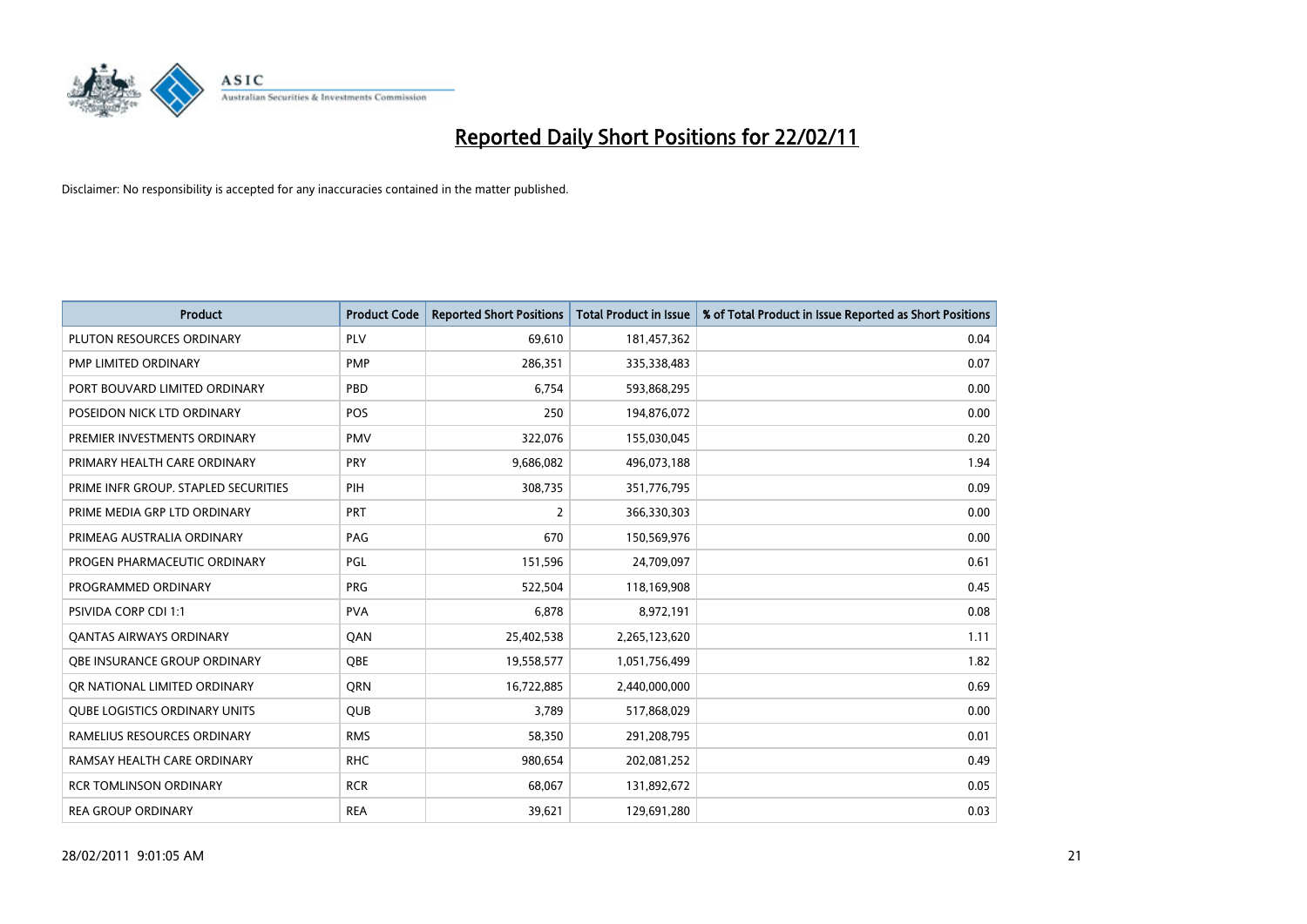# Reported Daily Short Positions for 22/02/11

Disclaimer: No responsibility is accepted for any inaccuracies contained in the matter published.

| Product | Product Code | Reported Short Positions | Total Product in Issue | % of Total Product in Issue Reported as Short Positions |
|---|---|---|---|---|
| PLUTON RESOURCES ORDINARY | PLV | 69,610 | 181,457,362 | 0.04 |
| PMP LIMITED ORDINARY | PMP | 286,351 | 335,338,483 | 0.07 |
| PORT BOUVARD LIMITED ORDINARY | PBD | 6,754 | 593,868,295 | 0.00 |
| POSEIDON NICK LTD ORDINARY | POS | 250 | 194,876,072 | 0.00 |
| PREMIER INVESTMENTS ORDINARY | PMV | 322,076 | 155,030,045 | 0.20 |
| PRIMARY HEALTH CARE ORDINARY | PRY | 9,686,082 | 496,073,188 | 1.94 |
| PRIME INFR GROUP. STAPLED SECURITIES | PIH | 308,735 | 351,776,795 | 0.09 |
| PRIME MEDIA GRP LTD ORDINARY | PRT | 2 | 366,330,303 | 0.00 |
| PRIMEAG AUSTRALIA ORDINARY | PAG | 670 | 150,569,976 | 0.00 |
| PROGEN PHARMACEUTIC ORDINARY | PGL | 151,596 | 24,709,097 | 0.61 |
| PROGRAMMED ORDINARY | PRG | 522,504 | 118,169,908 | 0.45 |
| PSIVIDA CORP CDI 1:1 | PVA | 6,878 | 8,972,191 | 0.08 |
| QANTAS AIRWAYS ORDINARY | QAN | 25,402,538 | 2,265,123,620 | 1.11 |
| QBE INSURANCE GROUP ORDINARY | QBE | 19,558,577 | 1,051,756,499 | 1.82 |
| QR NATIONAL LIMITED ORDINARY | QRN | 16,722,885 | 2,440,000,000 | 0.69 |
| QUBE LOGISTICS ORDINARY UNITS | QUB | 3,789 | 517,868,029 | 0.00 |
| RAMELIUS RESOURCES ORDINARY | RMS | 58,350 | 291,208,795 | 0.01 |
| RAMSAY HEALTH CARE ORDINARY | RHC | 980,654 | 202,081,252 | 0.49 |
| RCR TOMLINSON ORDINARY | RCR | 68,067 | 131,892,672 | 0.05 |
| REA GROUP ORDINARY | REA | 39,621 | 129,691,280 | 0.03 |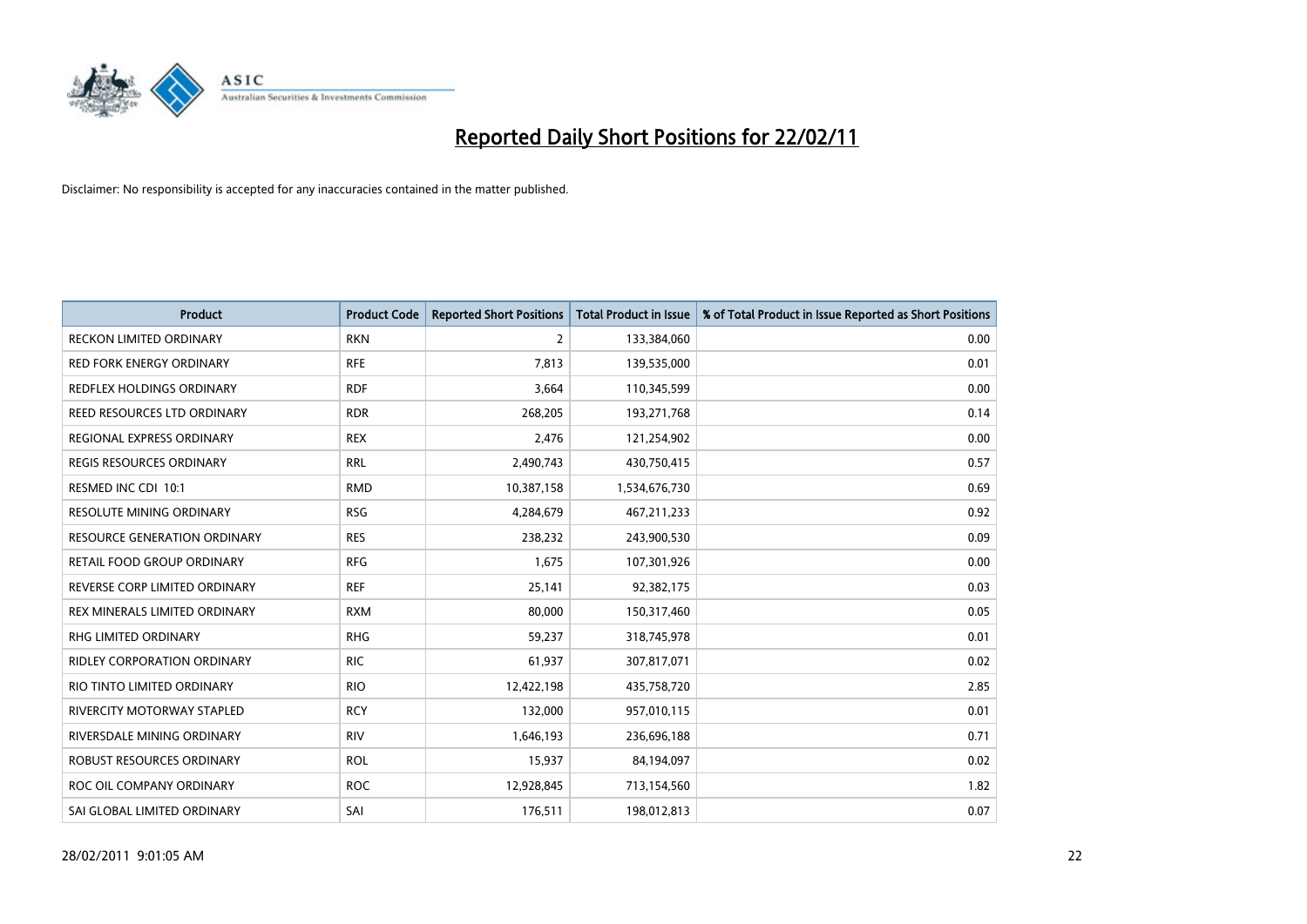# Reported Daily Short Positions for 22/02/11

Disclaimer: No responsibility is accepted for any inaccuracies contained in the matter published.

| Product | Product Code | Reported Short Positions | Total Product in Issue | % of Total Product in Issue Reported as Short Positions |
|---|---|---|---|---|
| RECKON LIMITED ORDINARY | RKN | 2 | 133,384,060 | 0.00 |
| RED FORK ENERGY ORDINARY | RFE | 7,813 | 139,535,000 | 0.01 |
| REDFLEX HOLDINGS ORDINARY | RDF | 3,664 | 110,345,599 | 0.00 |
| REED RESOURCES LTD ORDINARY | RDR | 268,205 | 193,271,768 | 0.14 |
| REGIONAL EXPRESS ORDINARY | REX | 2,476 | 121,254,902 | 0.00 |
| REGIS RESOURCES ORDINARY | RRL | 2,490,743 | 430,750,415 | 0.57 |
| RESMED INC CDI 10:1 | RMD | 10,387,158 | 1,534,676,730 | 0.69 |
| RESOLUTE MINING ORDINARY | RSG | 4,284,679 | 467,211,233 | 0.92 |
| RESOURCE GENERATION ORDINARY | RES | 238,232 | 243,900,530 | 0.09 |
| RETAIL FOOD GROUP ORDINARY | RFG | 1,675 | 107,301,926 | 0.00 |
| REVERSE CORP LIMITED ORDINARY | REF | 25,141 | 92,382,175 | 0.03 |
| REX MINERALS LIMITED ORDINARY | RXM | 80,000 | 150,317,460 | 0.05 |
| RHG LIMITED ORDINARY | RHG | 59,237 | 318,745,978 | 0.01 |
| RIDLEY CORPORATION ORDINARY | RIC | 61,937 | 307,817,071 | 0.02 |
| RIO TINTO LIMITED ORDINARY | RIO | 12,422,198 | 435,758,720 | 2.85 |
| RIVERCITY MOTORWAY STAPLED | RCY | 132,000 | 957,010,115 | 0.01 |
| RIVERSDALE MINING ORDINARY | RIV | 1,646,193 | 236,696,188 | 0.71 |
| ROBUST RESOURCES ORDINARY | ROL | 15,937 | 84,194,097 | 0.02 |
| ROC OIL COMPANY ORDINARY | ROC | 12,928,845 | 713,154,560 | 1.82 |
| SAI GLOBAL LIMITED ORDINARY | SAI | 176,511 | 198,012,813 | 0.07 |

28/02/2011 9:01:05 AM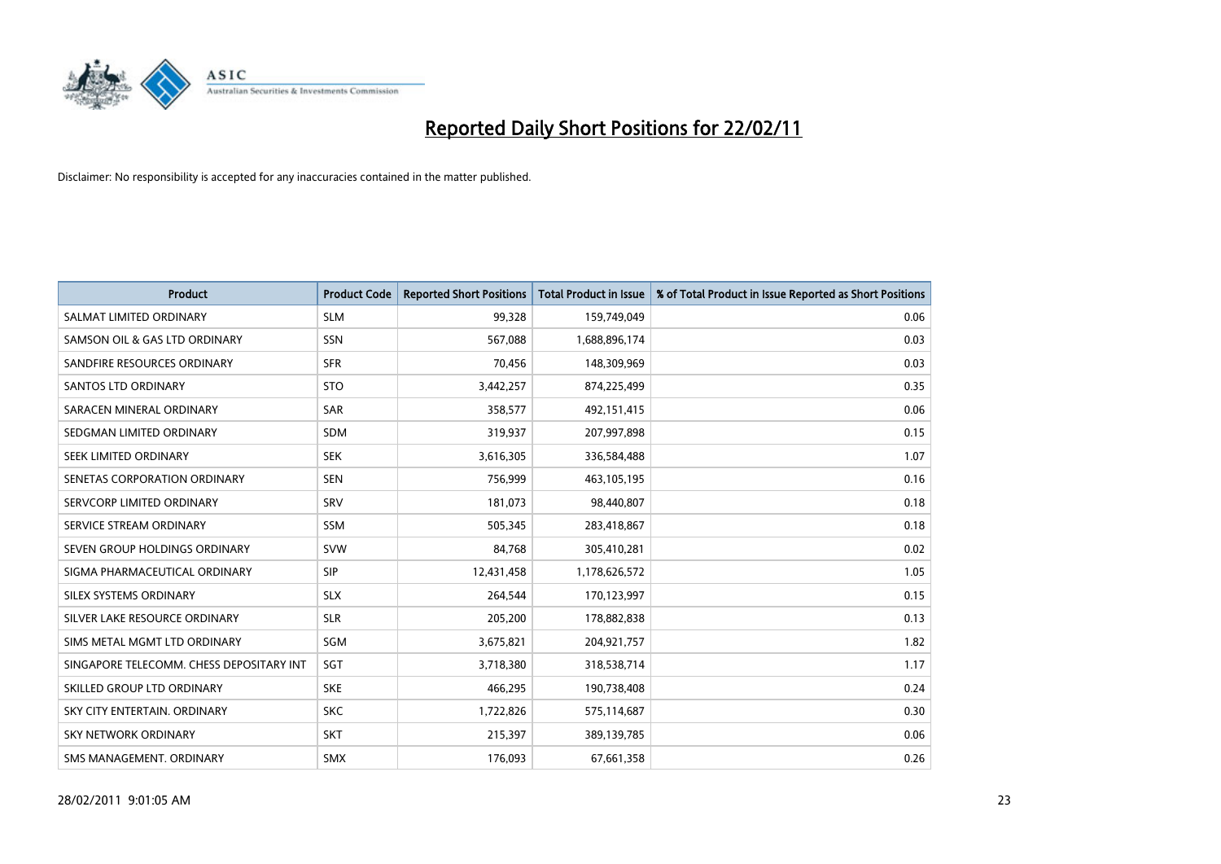# Reported Daily Short Positions for 22/02/11

Disclaimer: No responsibility is accepted for any inaccuracies contained in the matter published.

| Product | Product Code | Reported Short Positions | Total Product in Issue | % of Total Product in Issue Reported as Short Positions |
|---|---|---|---|---|
| SALMAT LIMITED ORDINARY | SLM | 99,328 | 159,749,049 | 0.06 |
| SAMSON OIL & GAS LTD ORDINARY | SSN | 567,088 | 1,688,896,174 | 0.03 |
| SANDFIRE RESOURCES ORDINARY | SFR | 70,456 | 148,309,969 | 0.03 |
| SANTOS LTD ORDINARY | STO | 3,442,257 | 874,225,499 | 0.35 |
| SARACEN MINERAL ORDINARY | SAR | 358,577 | 492,151,415 | 0.06 |
| SEDGMAN LIMITED ORDINARY | SDM | 319,937 | 207,997,898 | 0.15 |
| SEEK LIMITED ORDINARY | SEK | 3,616,305 | 336,584,488 | 1.07 |
| SENETAS CORPORATION ORDINARY | SEN | 756,999 | 463,105,195 | 0.16 |
| SERVCORP LIMITED ORDINARY | SRV | 181,073 | 98,440,807 | 0.18 |
| SERVICE STREAM ORDINARY | SSM | 505,345 | 283,418,867 | 0.18 |
| SEVEN GROUP HOLDINGS ORDINARY | SVW | 84,768 | 305,410,281 | 0.02 |
| SIGMA PHARMACEUTICAL ORDINARY | SIP | 12,431,458 | 1,178,626,572 | 1.05 |
| SILEX SYSTEMS ORDINARY | SLX | 264,544 | 170,123,997 | 0.15 |
| SILVER LAKE RESOURCE ORDINARY | SLR | 205,200 | 178,882,838 | 0.13 |
| SIMS METAL MGMT LTD ORDINARY | SGM | 3,675,821 | 204,921,757 | 1.82 |
| SINGAPORE TELECOMM. CHESS DEPOSITARY INT | SGT | 3,718,380 | 318,538,714 | 1.17 |
| SKILLED GROUP LTD ORDINARY | SKE | 466,295 | 190,738,408 | 0.24 |
| SKY CITY ENTERTAIN. ORDINARY | SKC | 1,722,826 | 575,114,687 | 0.30 |
| SKY NETWORK ORDINARY | SKT | 215,397 | 389,139,785 | 0.06 |
| SMS MANAGEMENT. ORDINARY | SMX | 176,093 | 67,661,358 | 0.26 |

28/02/2011 9:01:05 AM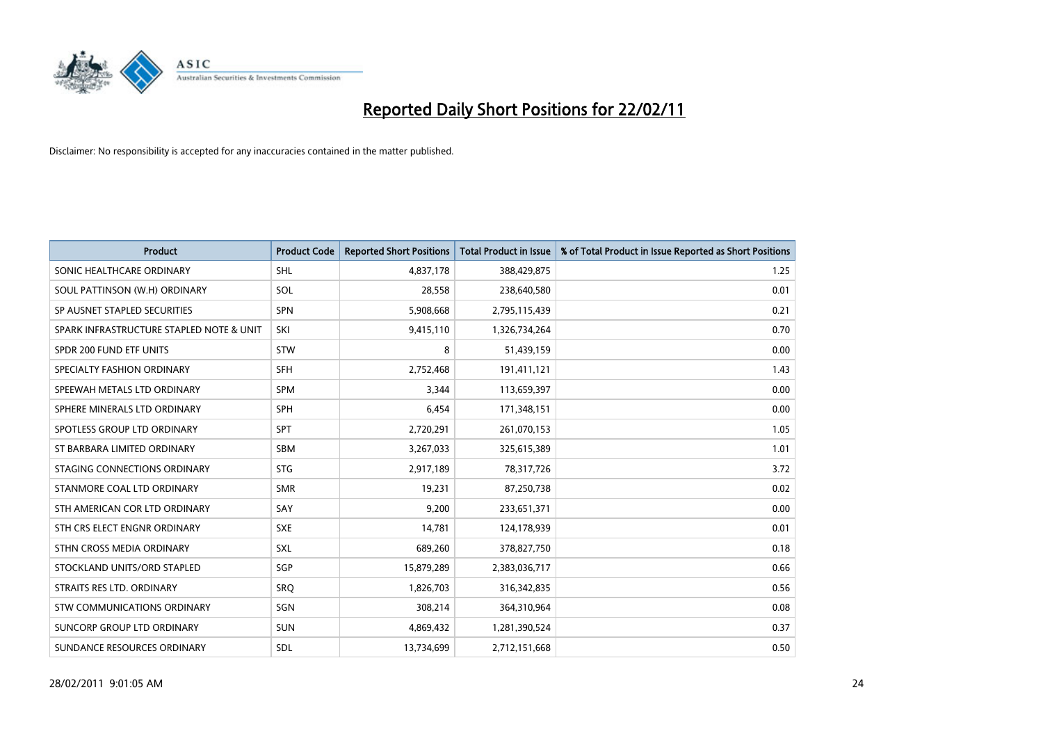# Reported Daily Short Positions for 22/02/11

Disclaimer: No responsibility is accepted for any inaccuracies contained in the matter published.

| Product | Product Code | Reported Short Positions | Total Product in Issue | % of Total Product in Issue Reported as Short Positions |
|---|---|---|---|---|
| SONIC HEALTHCARE ORDINARY | SHL | 4,837,178 | 388,429,875 | 1.25 |
| SOUL PATTINSON (W.H) ORDINARY | SOL | 28,558 | 238,640,580 | 0.01 |
| SP AUSNET STAPLED SECURITIES | SPN | 5,908,668 | 2,795,115,439 | 0.21 |
| SPARK INFRASTRUCTURE STAPLED NOTE & UNIT | SKI | 9,415,110 | 1,326,734,264 | 0.70 |
| SPDR 200 FUND ETF UNITS | STW | 8 | 51,439,159 | 0.00 |
| SPECIALTY FASHION ORDINARY | SFH | 2,752,468 | 191,411,121 | 1.43 |
| SPEEWAH METALS LTD ORDINARY | SPM | 3,344 | 113,659,397 | 0.00 |
| SPHERE MINERALS LTD ORDINARY | SPH | 6,454 | 171,348,151 | 0.00 |
| SPOTLESS GROUP LTD ORDINARY | SPT | 2,720,291 | 261,070,153 | 1.05 |
| ST BARBARA LIMITED ORDINARY | SBM | 3,267,033 | 325,615,389 | 1.01 |
| STAGING CONNECTIONS ORDINARY | STG | 2,917,189 | 78,317,726 | 3.72 |
| STANMORE COAL LTD ORDINARY | SMR | 19,231 | 87,250,738 | 0.02 |
| STH AMERICAN COR LTD ORDINARY | SAY | 9,200 | 233,651,371 | 0.00 |
| STH CRS ELECT ENGNR ORDINARY | SXE | 14,781 | 124,178,939 | 0.01 |
| STHN CROSS MEDIA ORDINARY | SXL | 689,260 | 378,827,750 | 0.18 |
| STOCKLAND UNITS/ORD STAPLED | SGP | 15,879,289 | 2,383,036,717 | 0.66 |
| STRAITS RES LTD. ORDINARY | SRQ | 1,826,703 | 316,342,835 | 0.56 |
| STW COMMUNICATIONS ORDINARY | SGN | 308,214 | 364,310,964 | 0.08 |
| SUNCORP GROUP LTD ORDINARY | SUN | 4,869,432 | 1,281,390,524 | 0.37 |
| SUNDANCE RESOURCES ORDINARY | SDL | 13,734,699 | 2,712,151,668 | 0.50 |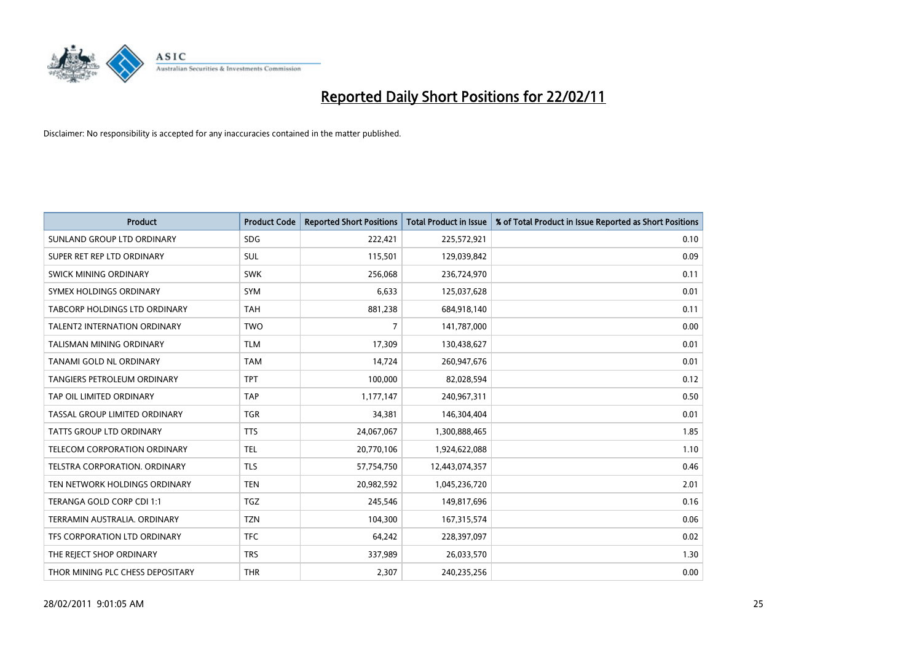# Reported Daily Short Positions for 22/02/11

Disclaimer: No responsibility is accepted for any inaccuracies contained in the matter published.

| Product | Product Code | Reported Short Positions | Total Product in Issue | % of Total Product in Issue Reported as Short Positions |
|---|---|---|---|---|
| SUNLAND GROUP LTD ORDINARY | SDG | 222,421 | 225,572,921 | 0.10 |
| SUPER RET REP LTD ORDINARY | SUL | 115,501 | 129,039,842 | 0.09 |
| SWICK MINING ORDINARY | SWK | 256,068 | 236,724,970 | 0.11 |
| SYMEX HOLDINGS ORDINARY | SYM | 6,633 | 125,037,628 | 0.01 |
| TABCORP HOLDINGS LTD ORDINARY | TAH | 881,238 | 684,918,140 | 0.11 |
| TALENT2 INTERNATION ORDINARY | TWO | 7 | 141,787,000 | 0.00 |
| TALISMAN MINING ORDINARY | TLM | 17,309 | 130,438,627 | 0.01 |
| TANAMI GOLD NL ORDINARY | TAM | 14,724 | 260,947,676 | 0.01 |
| TANGIERS PETROLEUM ORDINARY | TPT | 100,000 | 82,028,594 | 0.12 |
| TAP OIL LIMITED ORDINARY | TAP | 1,177,147 | 240,967,311 | 0.50 |
| TASSAL GROUP LIMITED ORDINARY | TGR | 34,381 | 146,304,404 | 0.01 |
| TATTS GROUP LTD ORDINARY | TTS | 24,067,067 | 1,300,888,465 | 1.85 |
| TELECOM CORPORATION ORDINARY | TEL | 20,770,106 | 1,924,622,088 | 1.10 |
| TELSTRA CORPORATION. ORDINARY | TLS | 57,754,750 | 12,443,074,357 | 0.46 |
| TEN NETWORK HOLDINGS ORDINARY | TEN | 20,982,592 | 1,045,236,720 | 2.01 |
| TERANGA GOLD CORP CDI 1:1 | TGZ | 245,546 | 149,817,696 | 0.16 |
| TERRAMIN AUSTRALIA. ORDINARY | TZN | 104,300 | 167,315,574 | 0.06 |
| TFS CORPORATION LTD ORDINARY | TFC | 64,242 | 228,397,097 | 0.02 |
| THE REJECT SHOP ORDINARY | TRS | 337,989 | 26,033,570 | 1.30 |
| THOR MINING PLC CHESS DEPOSITARY | THR | 2,307 | 240,235,256 | 0.00 |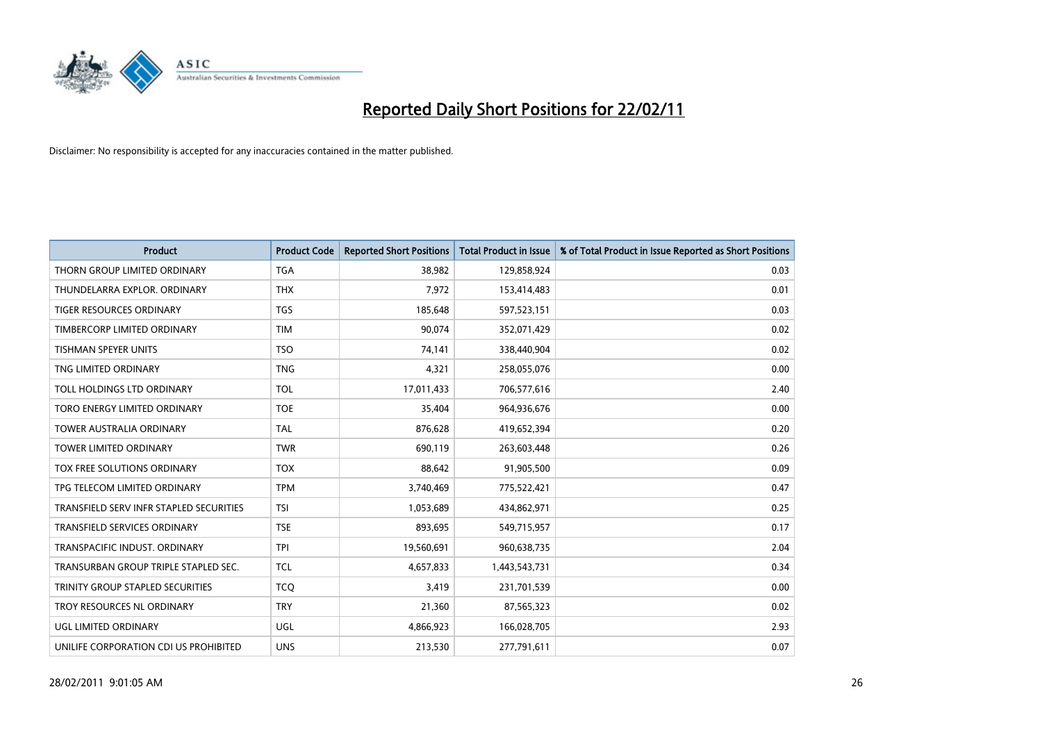# Reported Daily Short Positions for 22/02/11

Disclaimer: No responsibility is accepted for any inaccuracies contained in the matter published.

| Product | Product Code | Reported Short Positions | Total Product in Issue | % of Total Product in Issue Reported as Short Positions |
|---|---|---|---|---|
| THORN GROUP LIMITED ORDINARY | TGA | 38,982 | 129,858,924 | 0.03 |
| THUNDELARRA EXPLOR. ORDINARY | THX | 7,972 | 153,414,483 | 0.01 |
| TIGER RESOURCES ORDINARY | TGS | 185,648 | 597,523,151 | 0.03 |
| TIMBERCORP LIMITED ORDINARY | TIM | 90,074 | 352,071,429 | 0.02 |
| TISHMAN SPEYER UNITS | TSO | 74,141 | 338,440,904 | 0.02 |
| TNG LIMITED ORDINARY | TNG | 4,321 | 258,055,076 | 0.00 |
| TOLL HOLDINGS LTD ORDINARY | TOL | 17,011,433 | 706,577,616 | 2.40 |
| TORO ENERGY LIMITED ORDINARY | TOE | 35,404 | 964,936,676 | 0.00 |
| TOWER AUSTRALIA ORDINARY | TAL | 876,628 | 419,652,394 | 0.20 |
| TOWER LIMITED ORDINARY | TWR | 690,119 | 263,603,448 | 0.26 |
| TOX FREE SOLUTIONS ORDINARY | TOX | 88,642 | 91,905,500 | 0.09 |
| TPG TELECOM LIMITED ORDINARY | TPM | 3,740,469 | 775,522,421 | 0.47 |
| TRANSFIELD SERV INFR STAPLED SECURITIES | TSI | 1,053,689 | 434,862,971 | 0.25 |
| TRANSFIELD SERVICES ORDINARY | TSE | 893,695 | 549,715,957 | 0.17 |
| TRANSPACIFIC INDUST. ORDINARY | TPI | 19,560,691 | 960,638,735 | 2.04 |
| TRANSURBAN GROUP TRIPLE STAPLED SEC. | TCL | 4,657,833 | 1,443,543,731 | 0.34 |
| TRINITY GROUP STAPLED SECURITIES | TCQ | 3,419 | 231,701,539 | 0.00 |
| TROY RESOURCES NL ORDINARY | TRY | 21,360 | 87,565,323 | 0.02 |
| UGL LIMITED ORDINARY | UGL | 4,866,923 | 166,028,705 | 2.93 |
| UNILIFE CORPORATION CDI US PROHIBITED | UNS | 213,530 | 277,791,611 | 0.07 |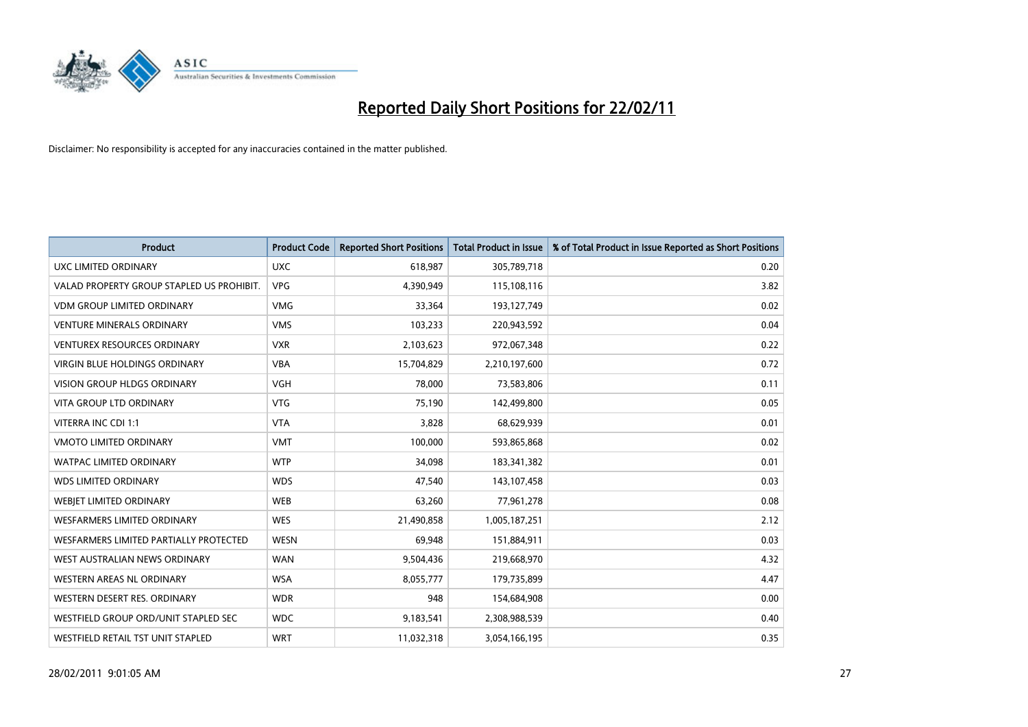# Reported Daily Short Positions for 22/02/11

Disclaimer: No responsibility is accepted for any inaccuracies contained in the matter published.

| Product | Product Code | Reported Short Positions | Total Product in Issue | % of Total Product in Issue Reported as Short Positions |
|---|---|---|---|---|
| UXC LIMITED ORDINARY | UXC | 618,987 | 305,789,718 | 0.20 |
| VALAD PROPERTY GROUP STAPLED US PROHIBIT. | VPG | 4,390,949 | 115,108,116 | 3.82 |
| VDM GROUP LIMITED ORDINARY | VMG | 33,364 | 193,127,749 | 0.02 |
| VENTURE MINERALS ORDINARY | VMS | 103,233 | 220,943,592 | 0.04 |
| VENTUREX RESOURCES ORDINARY | VXR | 2,103,623 | 972,067,348 | 0.22 |
| VIRGIN BLUE HOLDINGS ORDINARY | VBA | 15,704,829 | 2,210,197,600 | 0.72 |
| VISION GROUP HLDGS ORDINARY | VGH | 78,000 | 73,583,806 | 0.11 |
| VITA GROUP LTD ORDINARY | VTG | 75,190 | 142,499,800 | 0.05 |
| VITERRA INC CDI 1:1 | VTA | 3,828 | 68,629,939 | 0.01 |
| VMOTO LIMITED ORDINARY | VMT | 100,000 | 593,865,868 | 0.02 |
| WATPAC LIMITED ORDINARY | WTP | 34,098 | 183,341,382 | 0.01 |
| WDS LIMITED ORDINARY | WDS | 47,540 | 143,107,458 | 0.03 |
| WEBJET LIMITED ORDINARY | WEB | 63,260 | 77,961,278 | 0.08 |
| WESFARMERS LIMITED ORDINARY | WES | 21,490,858 | 1,005,187,251 | 2.12 |
| WESFARMERS LIMITED PARTIALLY PROTECTED | WESN | 69,948 | 151,884,911 | 0.03 |
| WEST AUSTRALIAN NEWS ORDINARY | WAN | 9,504,436 | 219,668,970 | 4.32 |
| WESTERN AREAS NL ORDINARY | WSA | 8,055,777 | 179,735,899 | 4.47 |
| WESTERN DESERT RES. ORDINARY | WDR | 948 | 154,684,908 | 0.00 |
| WESTFIELD GROUP ORD/UNIT STAPLED SEC | WDC | 9,183,541 | 2,308,988,539 | 0.40 |
| WESTFIELD RETAIL TST UNIT STAPLED | WRT | 11,032,318 | 3,054,166,195 | 0.35 |

28/02/2011 9:01:05 AM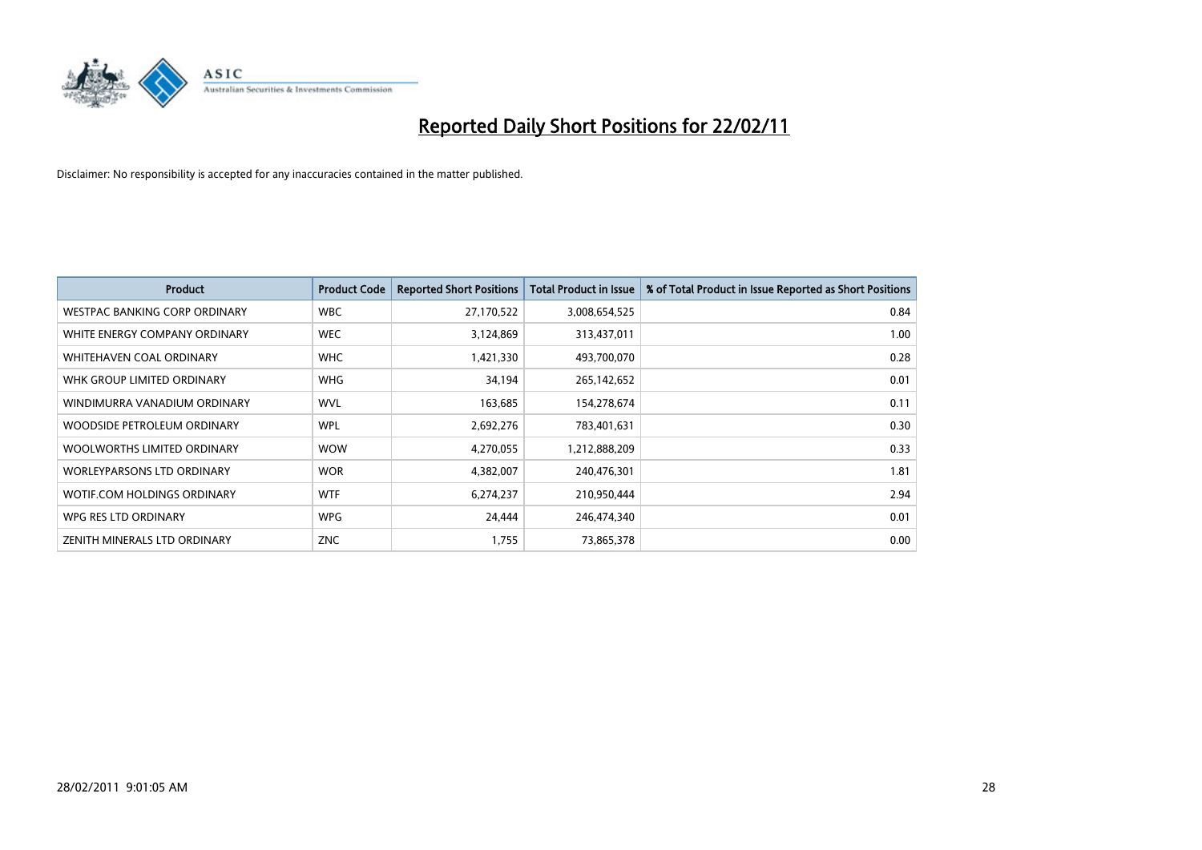# Reported Daily Short Positions for 22/02/11

Disclaimer: No responsibility is accepted for any inaccuracies contained in the matter published.

| Product | Product Code | Reported Short Positions | Total Product in Issue | % of Total Product in Issue Reported as Short Positions |
| --- | --- | --- | --- | --- |
| WESTPAC BANKING CORP ORDINARY | WBC | 27,170,522 | 3,008,654,525 | 0.84 |
| WHITE ENERGY COMPANY ORDINARY | WEC | 3,124,869 | 313,437,011 | 1.00 |
| WHITEHAVEN COAL ORDINARY | WHC | 1,421,330 | 493,700,070 | 0.28 |
| WHK GROUP LIMITED ORDINARY | WHG | 34,194 | 265,142,652 | 0.01 |
| WINDIMURRA VANADIUM ORDINARY | WVL | 163,685 | 154,278,674 | 0.11 |
| WOODSIDE PETROLEUM ORDINARY | WPL | 2,692,276 | 783,401,631 | 0.30 |
| WOOLWORTHS LIMITED ORDINARY | WOW | 4,270,055 | 1,212,888,209 | 0.33 |
| WORLEYPARSONS LTD ORDINARY | WOR | 4,382,007 | 240,476,301 | 1.81 |
| WOTIF.COM HOLDINGS ORDINARY | WTF | 6,274,237 | 210,950,444 | 2.94 |
| WPG RES LTD ORDINARY | WPG | 24,444 | 246,474,340 | 0.01 |
| ZENITH MINERALS LTD ORDINARY | ZNC | 1,755 | 73,865,378 | 0.00 |